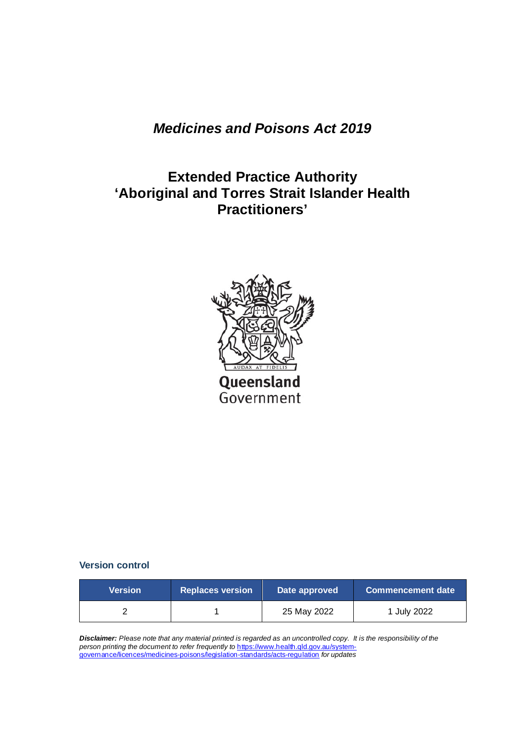# *Medicines and Poisons Act 2019*

# Extended Practice Authority 'Aboriginal and Torres Strait Islander Health Practitioners'

Queensland Government

### Version control

| Version | Replaces version | Date approved | Commencement date |
|---|---|---|---|
| 2 | 1 | 25 May 2022 | 1 July 2022 |

***Disclaimer:*** *Please note that any material printed is regarded as an uncontrolled copy. It is the responsibility of the person printing the document to refer frequently to* https://www.health.qld.gov.au/system-governance/licences/medicines-poisons/legislation-standards/acts-regulation *for updates*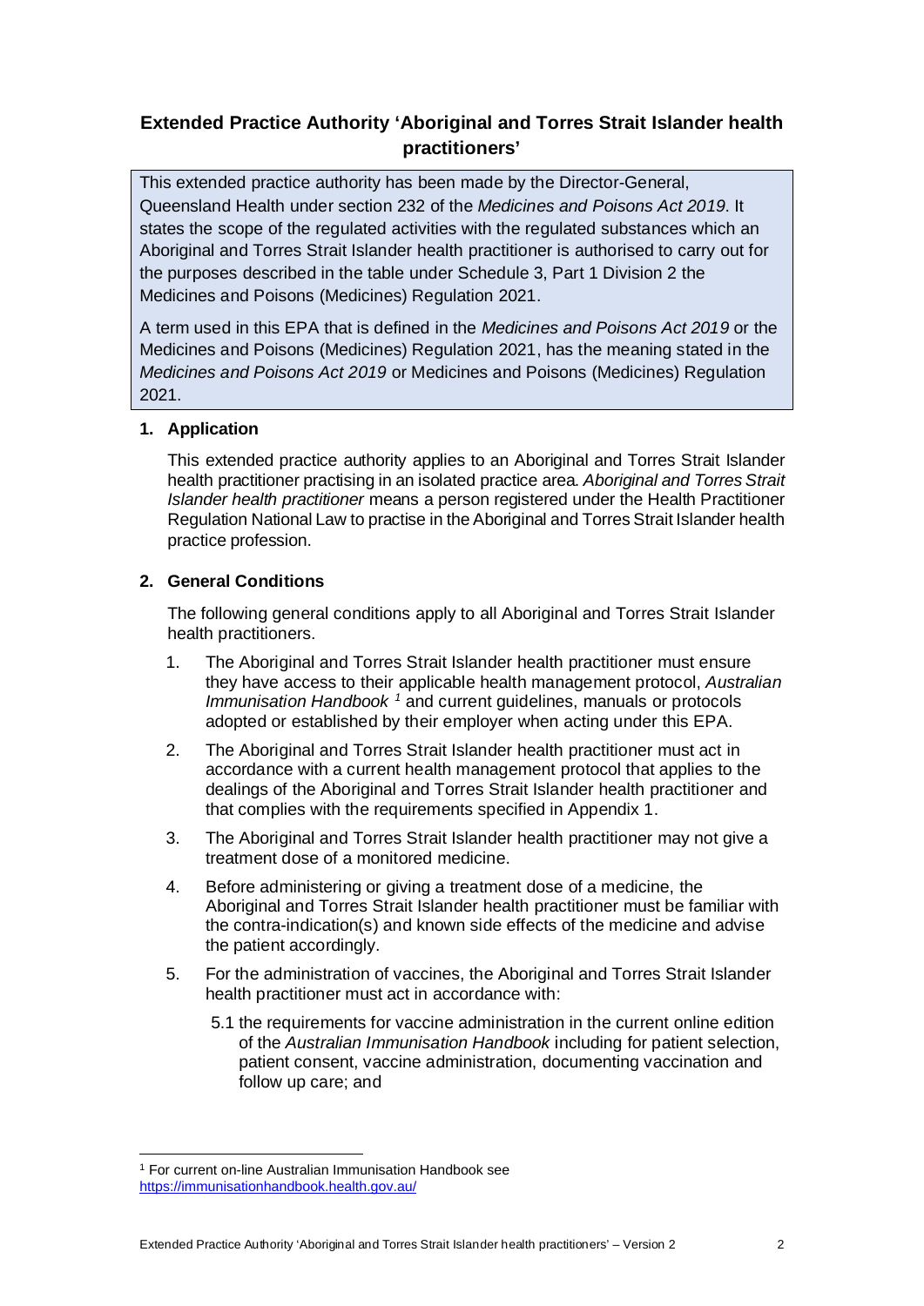## Extended Practice Authority 'Aboriginal and Torres Strait Islander health practitioners'

This extended practice authority has been made by the Director-General, Queensland Health under section 232 of the *Medicines and Poisons Act 2019*. It states the scope of the regulated activities with the regulated substances which an Aboriginal and Torres Strait Islander health practitioner is authorised to carry out for the purposes described in the table under Schedule 3, Part 1 Division 2 the Medicines and Poisons (Medicines) Regulation 2021.

A term used in this EPA that is defined in the *Medicines and Poisons Act 2019* or the Medicines and Poisons (Medicines) Regulation 2021, has the meaning stated in the *Medicines and Poisons Act 2019* or Medicines and Poisons (Medicines) Regulation 2021.

### 1. Application

This extended practice authority applies to an Aboriginal and Torres Strait Islander health practitioner practising in an isolated practice area. *Aboriginal and Torres Strait Islander health practitioner* means a person registered under the Health Practitioner Regulation National Law to practise in the Aboriginal and Torres Strait Islander health practice profession.

### 2. General Conditions

The following general conditions apply to all Aboriginal and Torres Strait Islander health practitioners.

1. The Aboriginal and Torres Strait Islander health practitioner must ensure they have access to their applicable health management protocol, *Australian Immunisation Handbook* [1] and current guidelines, manuals or protocols adopted or established by their employer when acting under this EPA.
2. The Aboriginal and Torres Strait Islander health practitioner must act in accordance with a current health management protocol that applies to the dealings of the Aboriginal and Torres Strait Islander health practitioner and that complies with the requirements specified in Appendix 1.
3. The Aboriginal and Torres Strait Islander health practitioner may not give a treatment dose of a monitored medicine.
4. Before administering or giving a treatment dose of a medicine, the Aboriginal and Torres Strait Islander health practitioner must be familiar with the contra-indication(s) and known side effects of the medicine and advise the patient accordingly.
5. For the administration of vaccines, the Aboriginal and Torres Strait Islander health practitioner must act in accordance with:

   5.1 the requirements for vaccine administration in the current online edition of the *Australian Immunisation Handbook* including for patient selection, patient consent, vaccine administration, documenting vaccination and follow up care; and

[1] For current on-line Australian Immunisation Handbook see https://immunisationhandbook.health.gov.au/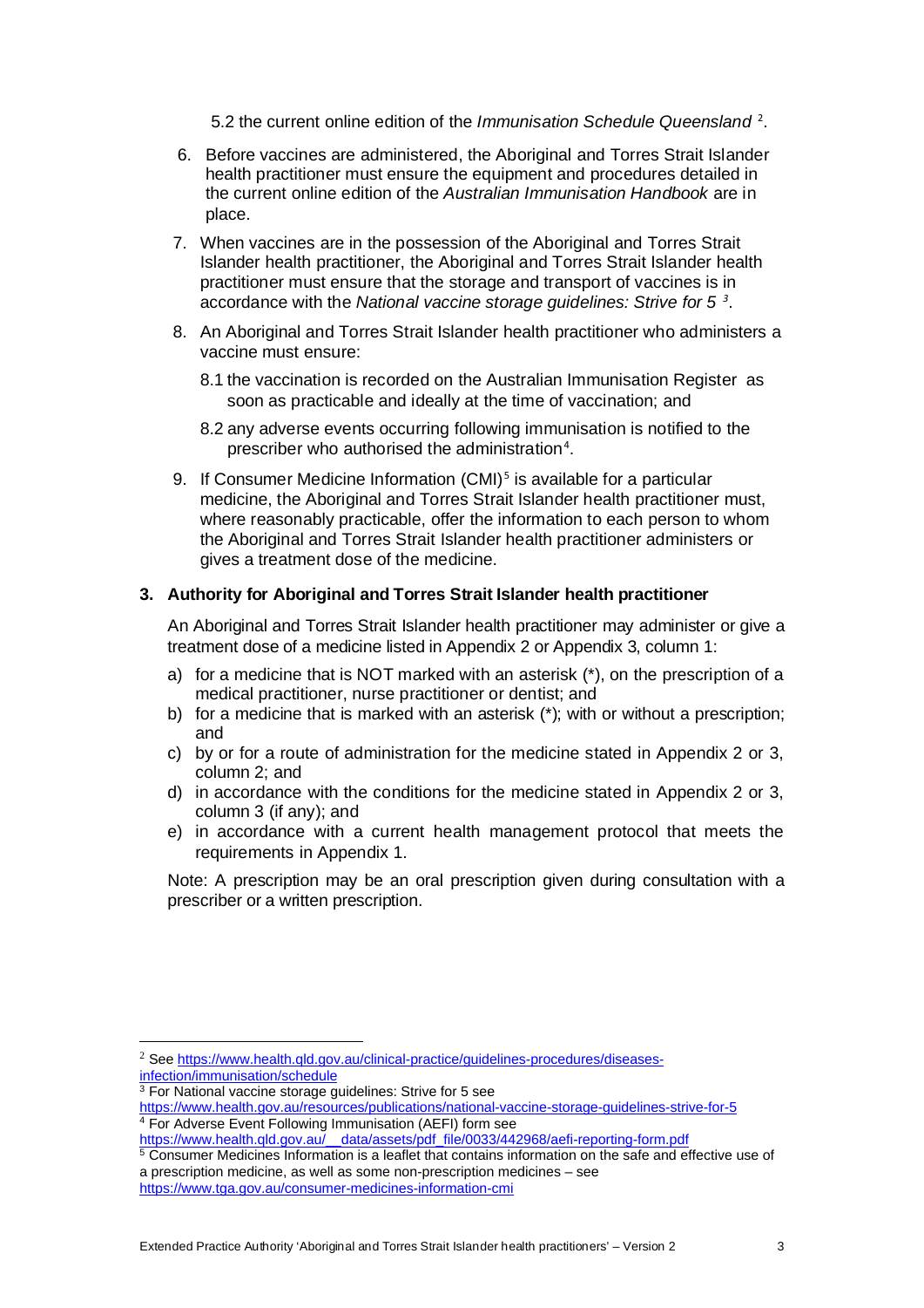5.2 the current online edition of the *Immunisation Schedule Queensland* [2].

6. Before vaccines are administered, the Aboriginal and Torres Strait Islander health practitioner must ensure the equipment and procedures detailed in the current online edition of the *Australian Immunisation Handbook* are in place.
7. When vaccines are in the possession of the Aboriginal and Torres Strait Islander health practitioner, the Aboriginal and Torres Strait Islander health practitioner must ensure that the storage and transport of vaccines is in accordance with the *National vaccine storage guidelines: Strive for 5* [3].
8. An Aboriginal and Torres Strait Islander health practitioner who administers a vaccine must ensure:

   8.1 the vaccination is recorded on the Australian Immunisation Register as soon as practicable and ideally at the time of vaccination; and

   8.2 any adverse events occurring following immunisation is notified to the prescriber who authorised the administration[4].
9. If Consumer Medicine Information (CMI)[5] is available for a particular medicine, the Aboriginal and Torres Strait Islander health practitioner must, where reasonably practicable, offer the information to each person to whom the Aboriginal and Torres Strait Islander health practitioner administers or gives a treatment dose of the medicine.

## 3. Authority for Aboriginal and Torres Strait Islander health practitioner

An Aboriginal and Torres Strait Islander health practitioner may administer or give a treatment dose of a medicine listed in Appendix 2 or Appendix 3, column 1:

a) for a medicine that is NOT marked with an asterisk (*), on the prescription of a medical practitioner, nurse practitioner or dentist; and
b) for a medicine that is marked with an asterisk (*); with or without a prescription; and
c) by or for a route of administration for the medicine stated in Appendix 2 or 3, column 2; and
d) in accordance with the conditions for the medicine stated in Appendix 2 or 3, column 3 (if any); and
e) in accordance with a current health management protocol that meets the requirements in Appendix 1.

Note: A prescription may be an oral prescription given during consultation with a prescriber or a written prescription.

---

[2] See https://www.health.qld.gov.au/clinical-practice/guidelines-procedures/diseases-infection/immunisation/schedule

[3] For National vaccine storage guidelines: Strive for 5 see https://www.health.gov.au/resources/publications/national-vaccine-storage-guidelines-strive-for-5

[4] For Adverse Event Following Immunisation (AEFI) form see https://www.health.qld.gov.au/__data/assets/pdf_file/0033/442968/aefi-reporting-form.pdf

[5] Consumer Medicines Information is a leaflet that contains information on the safe and effective use of a prescription medicine, as well as some non-prescription medicines – see https://www.tga.gov.au/consumer-medicines-information-cmi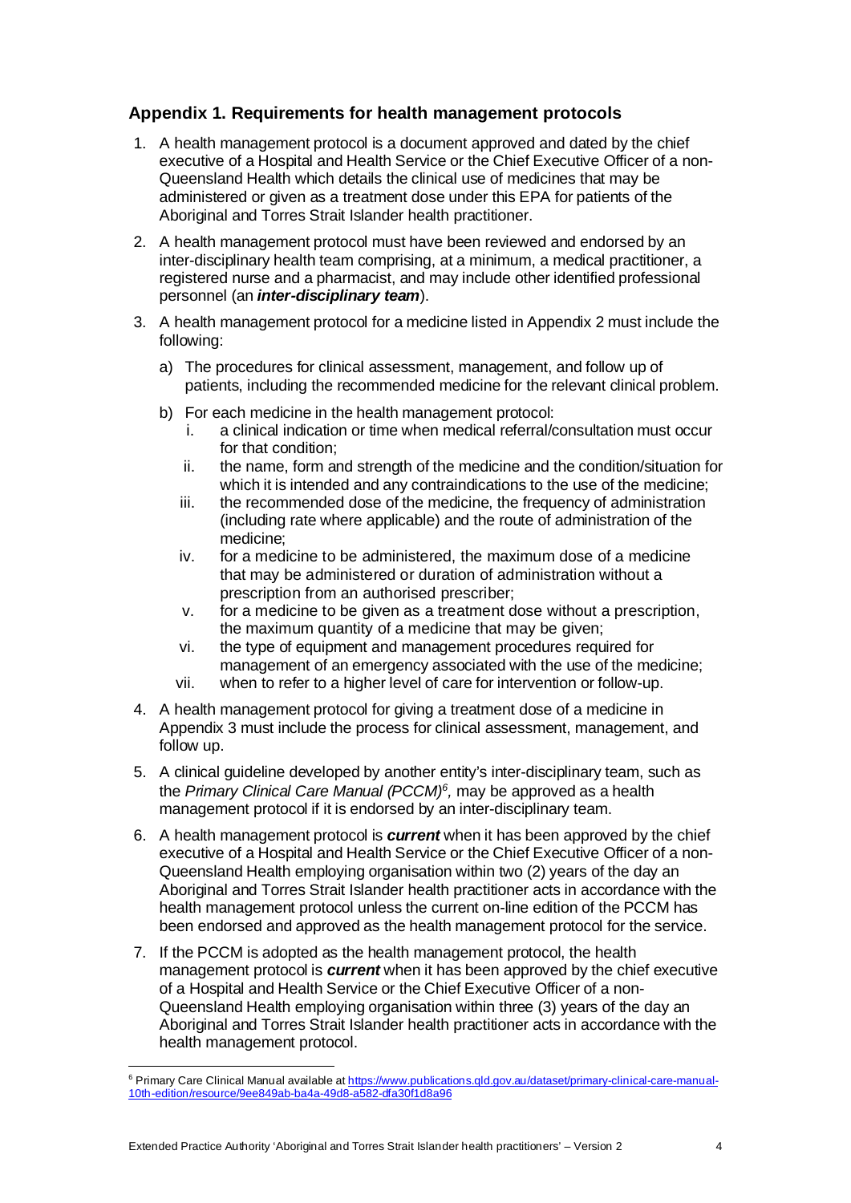## Appendix 1. Requirements for health management protocols

1. A health management protocol is a document approved and dated by the chief executive of a Hospital and Health Service or the Chief Executive Officer of a non-Queensland Health which details the clinical use of medicines that may be administered or given as a treatment dose under this EPA for patients of the Aboriginal and Torres Strait Islander health practitioner.
2. A health management protocol must have been reviewed and endorsed by an inter-disciplinary health team comprising, at a minimum, a medical practitioner, a registered nurse and a pharmacist, and may include other identified professional personnel (an ***inter-disciplinary team***).
3. A health management protocol for a medicine listed in Appendix 2 must include the following:
   a) The procedures for clinical assessment, management, and follow up of patients, including the recommended medicine for the relevant clinical problem.
   b) For each medicine in the health management protocol:
      i. a clinical indication or time when medical referral/consultation must occur for that condition;
      ii. the name, form and strength of the medicine and the condition/situation for which it is intended and any contraindications to the use of the medicine;
      iii. the recommended dose of the medicine, the frequency of administration (including rate where applicable) and the route of administration of the medicine;
      iv. for a medicine to be administered, the maximum dose of a medicine that may be administered or duration of administration without a prescription from an authorised prescriber;
      v. for a medicine to be given as a treatment dose without a prescription, the maximum quantity of a medicine that may be given;
      vi. the type of equipment and management procedures required for management of an emergency associated with the use of the medicine;
      vii. when to refer to a higher level of care for intervention or follow-up.
4. A health management protocol for giving a treatment dose of a medicine in Appendix 3 must include the process for clinical assessment, management, and follow up.
5. A clinical guideline developed by another entity's inter-disciplinary team, such as the *Primary Clinical Care Manual (PCCM)*[6], may be approved as a health management protocol if it is endorsed by an inter-disciplinary team.
6. A health management protocol is ***current*** when it has been approved by the chief executive of a Hospital and Health Service or the Chief Executive Officer of a non-Queensland Health employing organisation within two (2) years of the day an Aboriginal and Torres Strait Islander health practitioner acts in accordance with the health management protocol unless the current on-line edition of the PCCM has been endorsed and approved as the health management protocol for the service.
7. If the PCCM is adopted as the health management protocol, the health management protocol is ***current*** when it has been approved by the chief executive of a Hospital and Health Service or the Chief Executive Officer of a non-Queensland Health employing organisation within three (3) years of the day an Aboriginal and Torres Strait Islander health practitioner acts in accordance with the health management protocol.

[6] Primary Care Clinical Manual available at https://www.publications.qld.gov.au/dataset/primary-clinical-care-manual-10th-edition/resource/9ee849ab-ba4a-49d8-a582-dfa30f1d8a96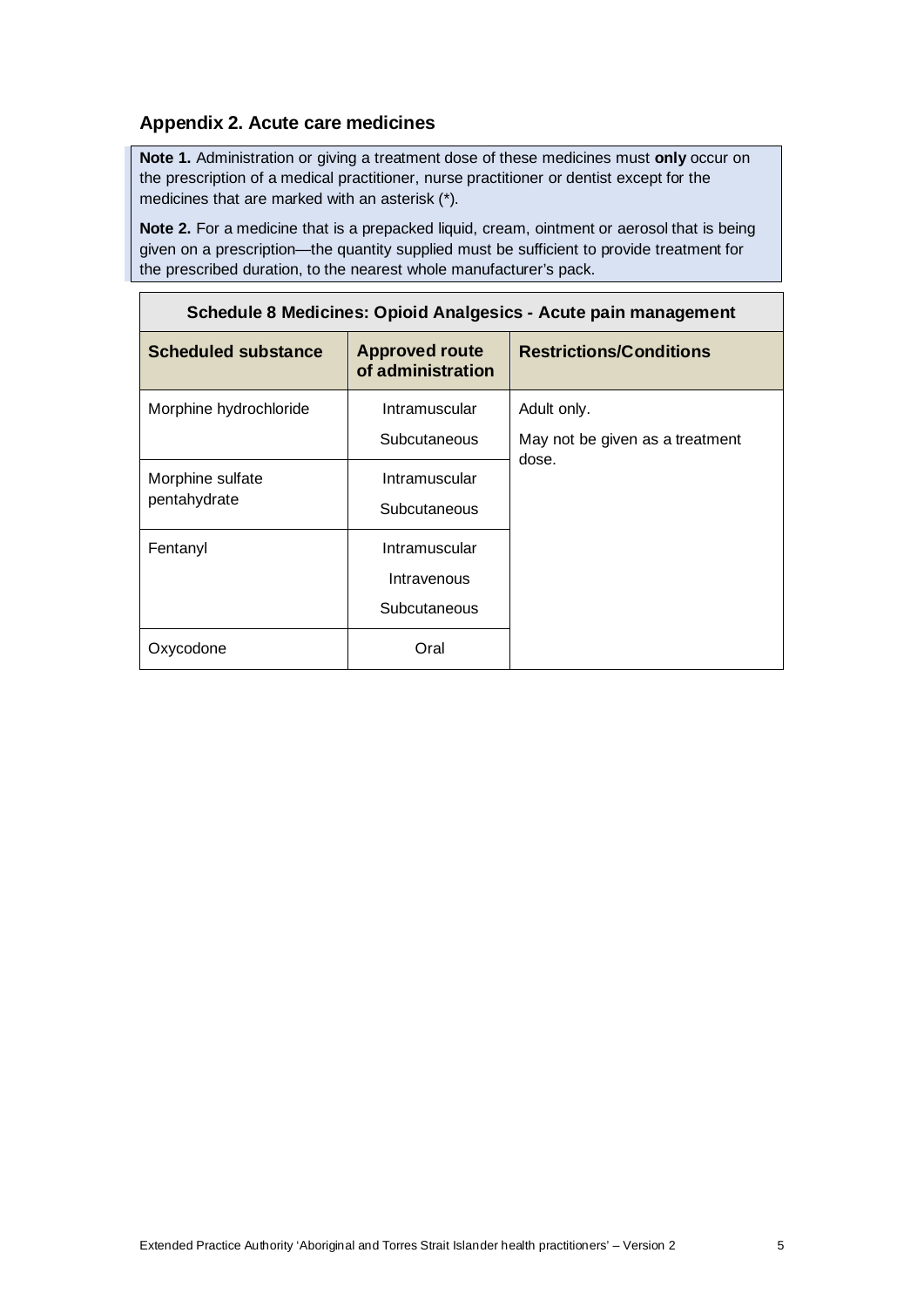## Appendix 2. Acute care medicines

**Note 1.** Administration or giving a treatment dose of these medicines must **only** occur on the prescription of a medical practitioner, nurse practitioner or dentist except for the medicines that are marked with an asterisk (*).

**Note 2.** For a medicine that is a prepacked liquid, cream, ointment or aerosol that is being given on a prescription—the quantity supplied must be sufficient to provide treatment for the prescribed duration, to the nearest whole manufacturer's pack.

| Schedule 8 Medicines: Opioid Analgesics - Acute pain management | | |
|---|---|---|
| **Scheduled substance** | **Approved route of administration** | **Restrictions/Conditions** |
| Morphine hydrochloride | Intramuscular<br>Subcutaneous | Adult only.<br>May not be given as a treatment dose. |
| Morphine sulfate pentahydrate | Intramuscular<br>Subcutaneous | |
| Fentanyl | Intramuscular<br>Intravenous<br>Subcutaneous | |
| Oxycodone | Oral | |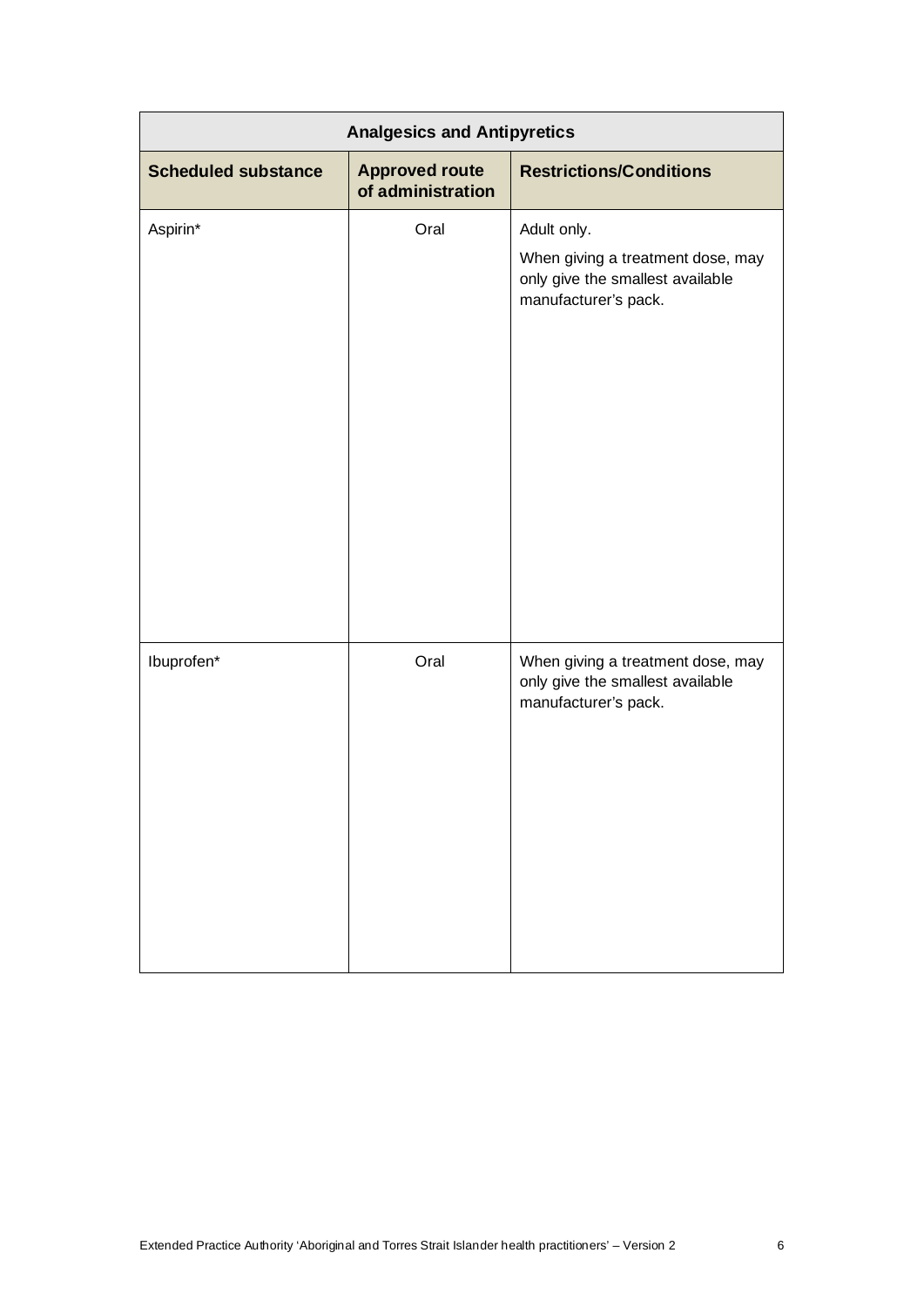| Analgesics and Antipyretics | | |
| --- | --- | --- |
| **Scheduled substance** | **Approved route of administration** | **Restrictions/Conditions** |
| Aspirin* | Oral | Adult only.<br><br>When giving a treatment dose, may only give the smallest available manufacturer's pack. |
| Ibuprofen* | Oral | When giving a treatment dose, may only give the smallest available manufacturer's pack. |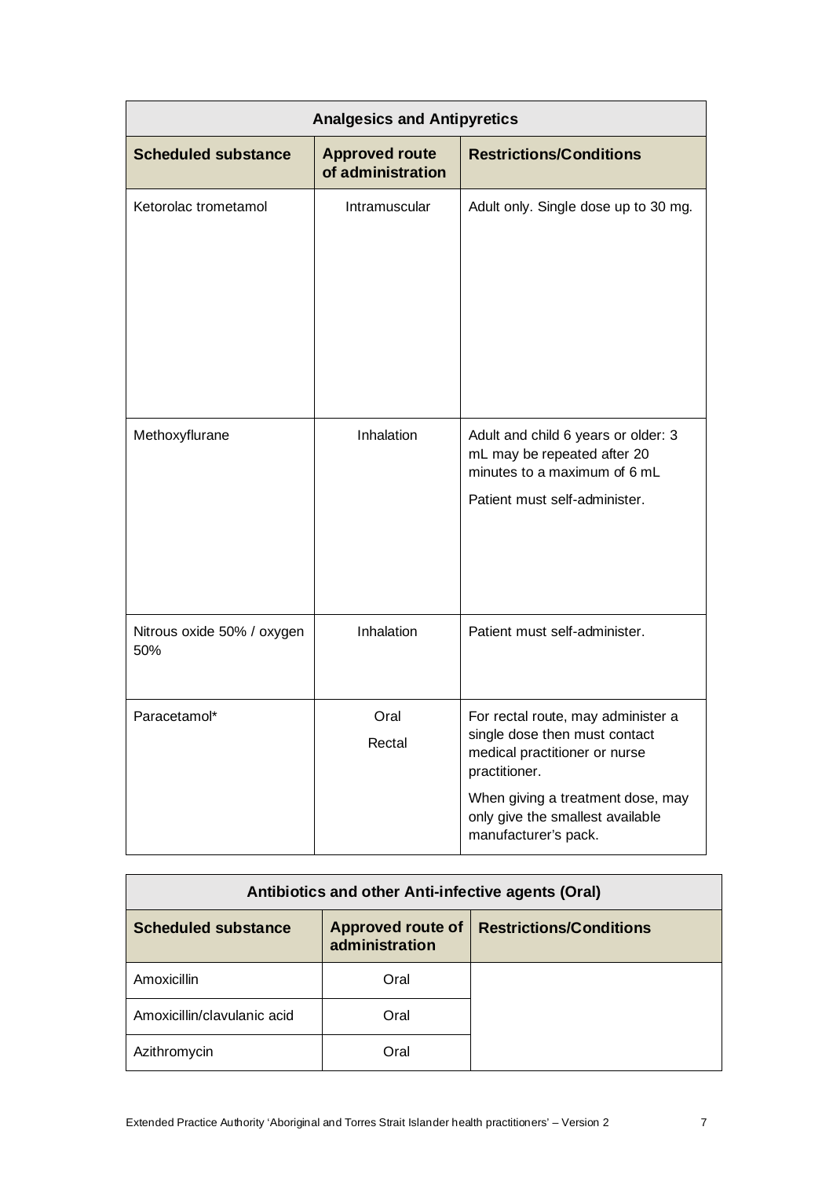| Analgesics and Antipyretics | | |
|---|---|---|
| **Scheduled substance** | **Approved route of administration** | **Restrictions/Conditions** |
| Ketorolac trometamol | Intramuscular | Adult only. Single dose up to 30 mg. |
| Methoxyflurane | Inhalation | Adult and child 6 years or older: 3 mL may be repeated after 20 minutes to a maximum of 6 mL<br>Patient must self-administer. |
| Nitrous oxide 50% / oxygen 50% | Inhalation | Patient must self-administer. |
| Paracetamol* | Oral<br>Rectal | For rectal route, may administer a single dose then must contact medical practitioner or nurse practitioner.<br>When giving a treatment dose, may only give the smallest available manufacturer's pack. |

| Antibiotics and other Anti-infective agents (Oral) | | |
|---|---|---|
| **Scheduled substance** | **Approved route of administration** | **Restrictions/Conditions** |
| Amoxicillin | Oral | |
| Amoxicillin/clavulanic acid | Oral | |
| Azithromycin | Oral | |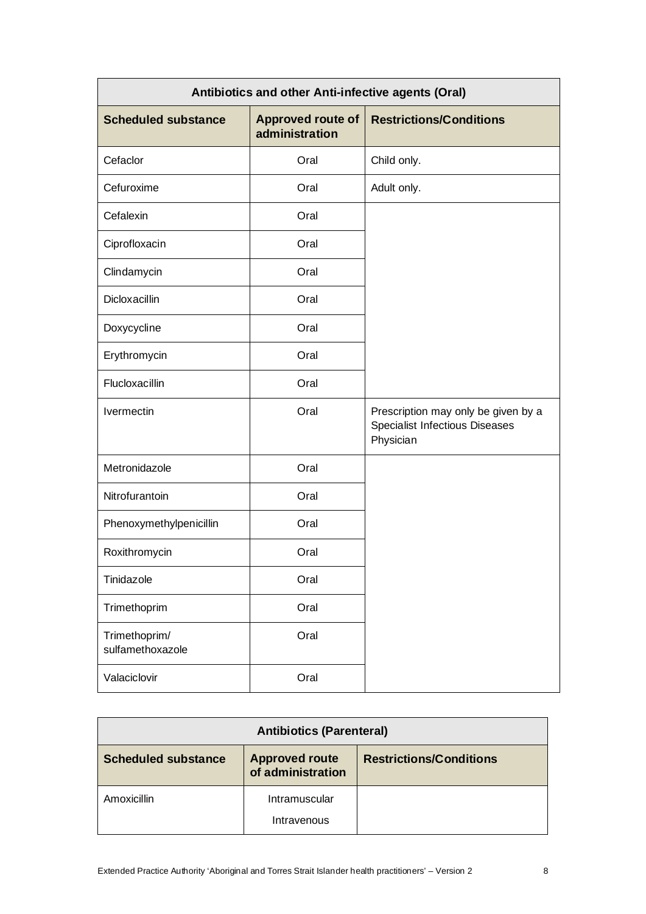| Antibiotics and other Anti-infective agents (Oral) | | |
|---|---|---|
| **Scheduled substance** | **Approved route of administration** | **Restrictions/Conditions** |
| Cefaclor | Oral | Child only. |
| Cefuroxime | Oral | Adult only. |
| Cefalexin | Oral | |
| Ciprofloxacin | Oral | |
| Clindamycin | Oral | |
| Dicloxacillin | Oral | |
| Doxycycline | Oral | |
| Erythromycin | Oral | |
| Flucloxacillin | Oral | |
| Ivermectin | Oral | Prescription may only be given by a Specialist Infectious Diseases Physician |
| Metronidazole | Oral | |
| Nitrofurantoin | Oral | |
| Phenoxymethylpenicillin | Oral | |
| Roxithromycin | Oral | |
| Tinidazole | Oral | |
| Trimethoprim | Oral | |
| Trimethoprim/ sulfamethoxazole | Oral | |
| Valaciclovir | Oral | |

| Antibiotics (Parenteral) | | |
|---|---|---|
| **Scheduled substance** | **Approved route of administration** | **Restrictions/Conditions** |
| Amoxicillin | Intramuscular<br>Intravenous | |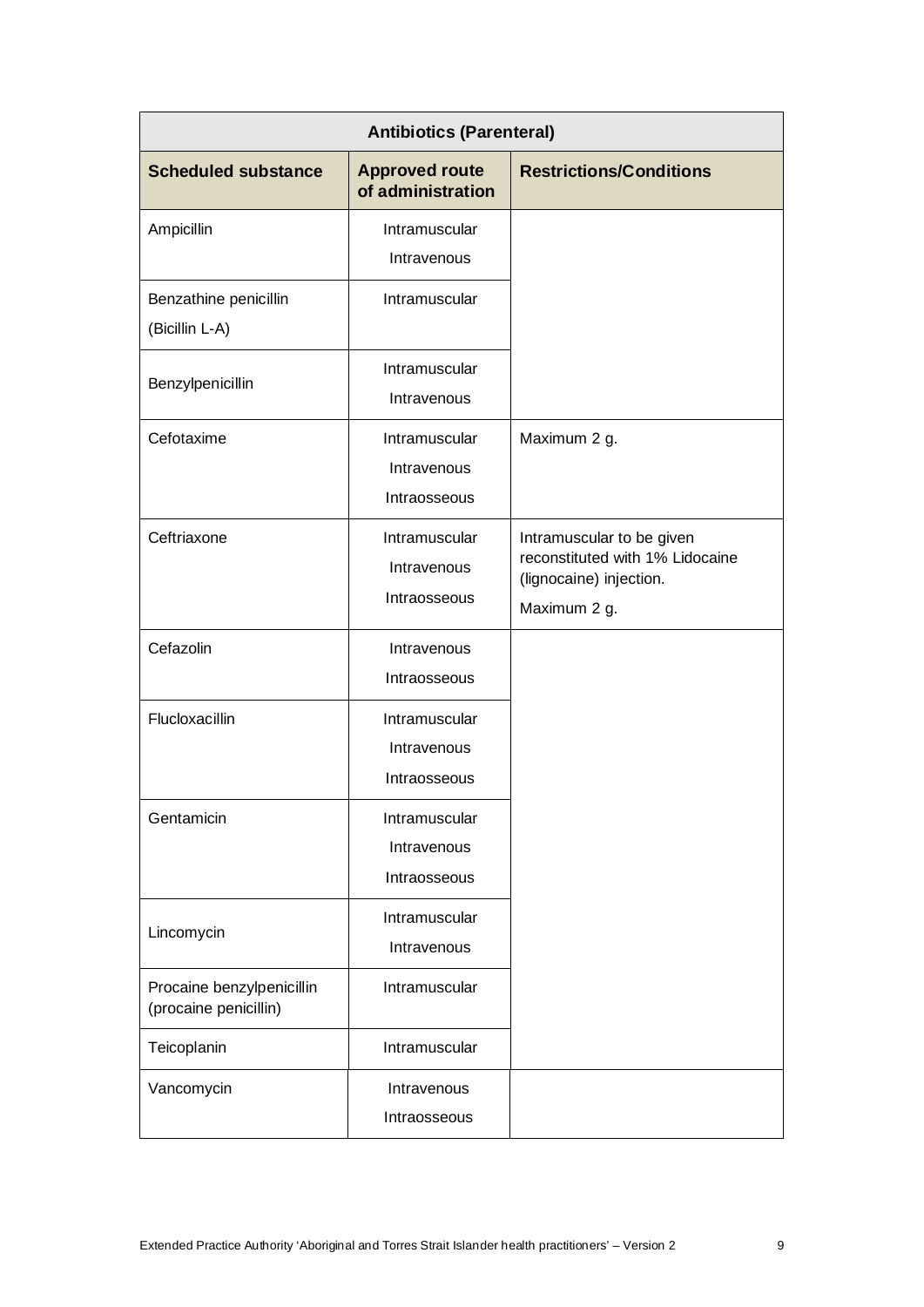| Antibiotics (Parenteral) | | |
|---|---|---|
| **Scheduled substance** | **Approved route of administration** | **Restrictions/Conditions** |
| Ampicillin | Intramuscular<br>Intravenous | |
| Benzathine penicillin (Bicillin L-A) | Intramuscular | |
| Benzylpenicillin | Intramuscular<br>Intravenous | |
| Cefotaxime | Intramuscular<br>Intravenous<br>Intraosseous | Maximum 2 g. |
| Ceftriaxone | Intramuscular<br>Intravenous<br>Intraosseous | Intramuscular to be given reconstituted with 1% Lidocaine (lignocaine) injection.<br>Maximum 2 g. |
| Cefazolin | Intravenous<br>Intraosseous | |
| Flucloxacillin | Intramuscular<br>Intravenous<br>Intraosseous | |
| Gentamicin | Intramuscular<br>Intravenous<br>Intraosseous | |
| Lincomycin | Intramuscular<br>Intravenous | |
| Procaine benzylpenicillin (procaine penicillin) | Intramuscular | |
| Teicoplanin | Intramuscular | |
| Vancomycin | Intravenous<br>Intraosseous | |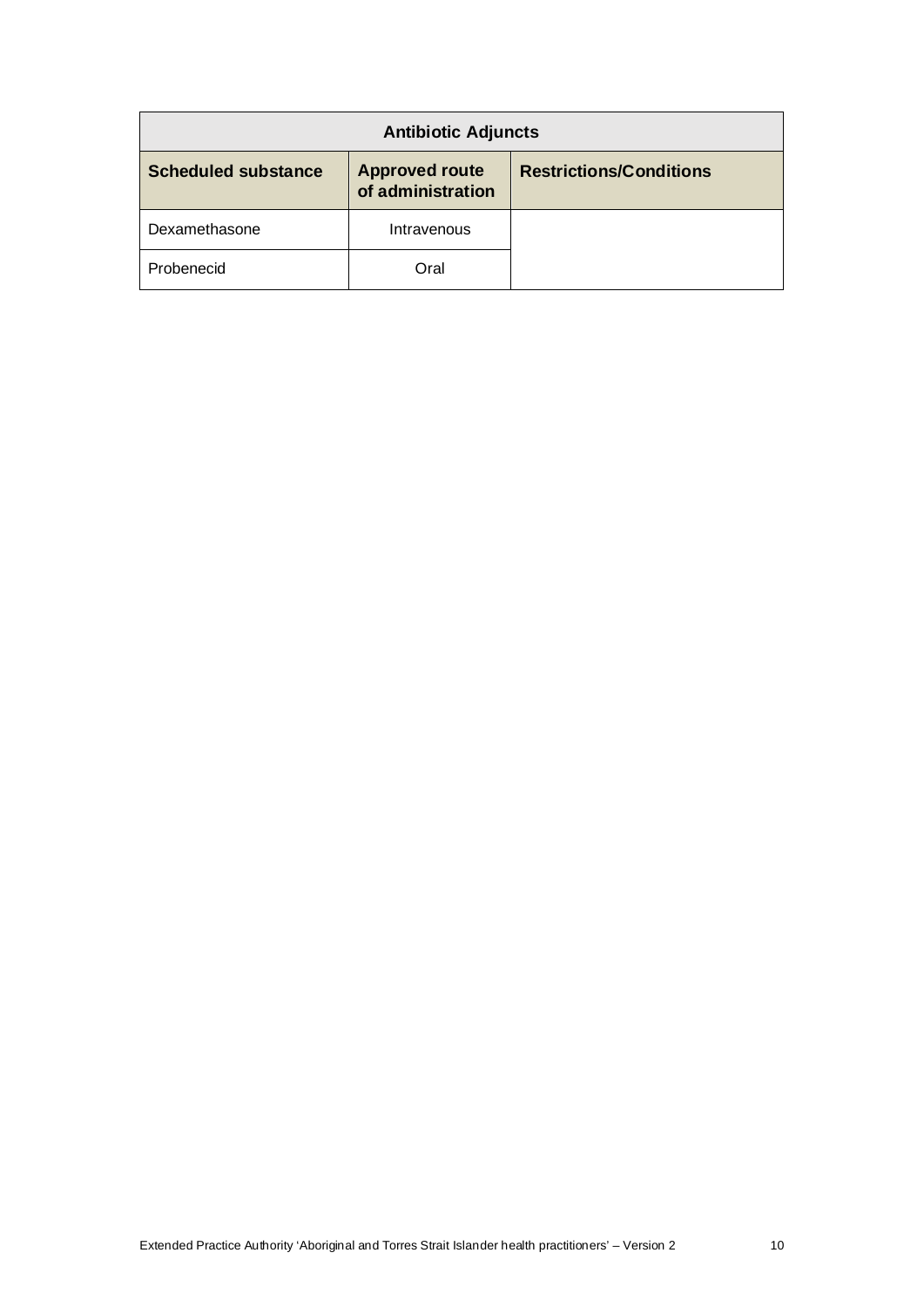| Antibiotic Adjuncts | | |
|---|---|---|
| **Scheduled substance** | **Approved route of administration** | **Restrictions/Conditions** |
| Dexamethasone | Intravenous | |
| Probenecid | Oral | |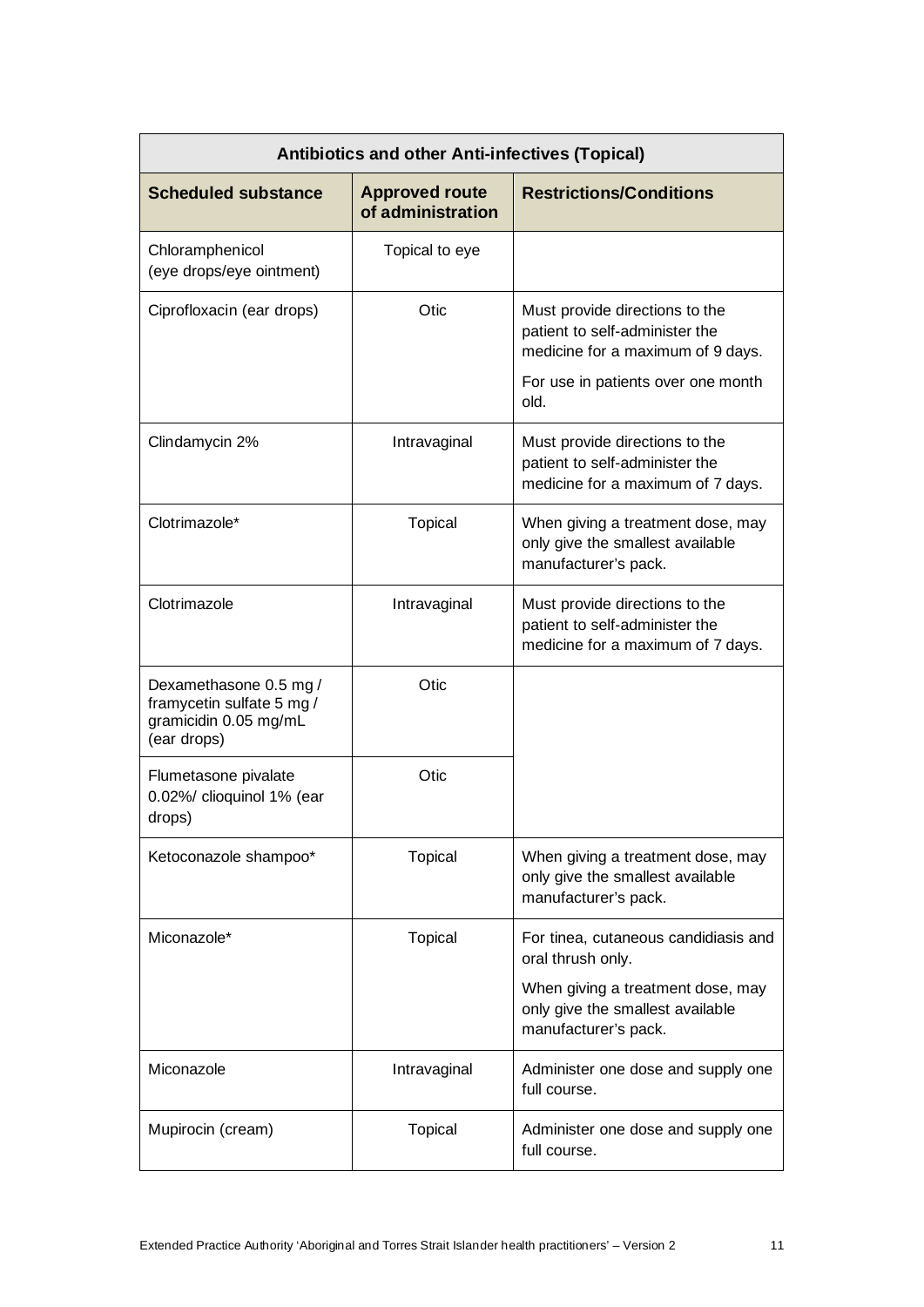| Antibiotics and other Anti-infectives (Topical) | | |
|---|---|---|
| **Scheduled substance** | **Approved route of administration** | **Restrictions/Conditions** |
| Chloramphenicol (eye drops/eye ointment) | Topical to eye | |
| Ciprofloxacin (ear drops) | Otic | Must provide directions to the patient to self-administer the medicine for a maximum of 9 days.<br>For use in patients over one month old. |
| Clindamycin 2% | Intravaginal | Must provide directions to the patient to self-administer the medicine for a maximum of 7 days. |
| Clotrimazole* | Topical | When giving a treatment dose, may only give the smallest available manufacturer's pack. |
| Clotrimazole | Intravaginal | Must provide directions to the patient to self-administer the medicine for a maximum of 7 days. |
| Dexamethasone 0.5 mg / framycetin sulfate 5 mg / gramicidin 0.05 mg/mL (ear drops) | Otic | |
| Flumetasone pivalate 0.02%/ clioquinol 1% (ear drops) | Otic | |
| Ketoconazole shampoo* | Topical | When giving a treatment dose, may only give the smallest available manufacturer's pack. |
| Miconazole* | Topical | For tinea, cutaneous candidiasis and oral thrush only.<br>When giving a treatment dose, may only give the smallest available manufacturer's pack. |
| Miconazole | Intravaginal | Administer one dose and supply one full course. |
| Mupirocin (cream) | Topical | Administer one dose and supply one full course. |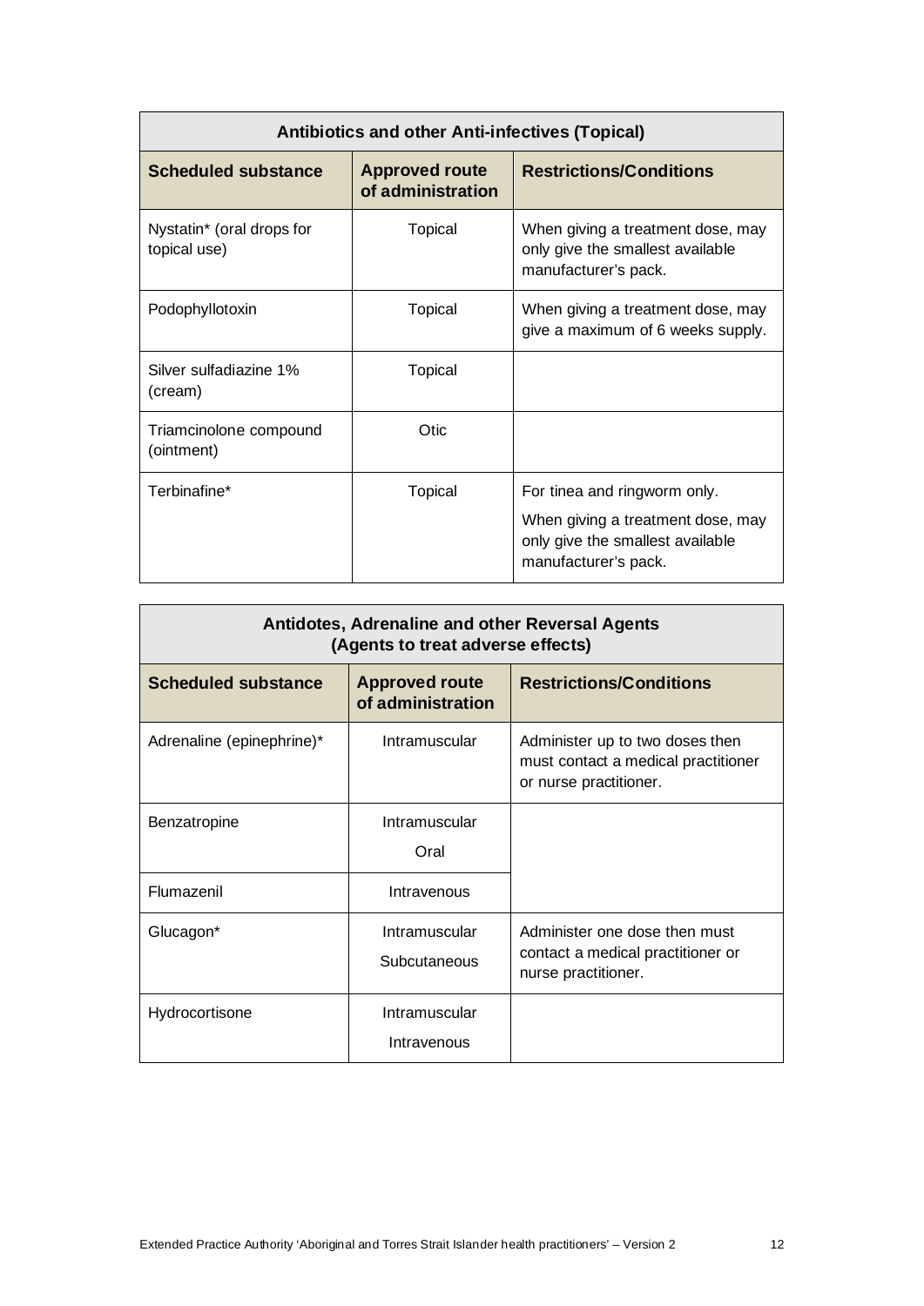| Antibiotics and other Anti-infectives (Topical) | | |
|---|---|---|
| **Scheduled substance** | **Approved route of administration** | **Restrictions/Conditions** |
| Nystatin* (oral drops for topical use) | Topical | When giving a treatment dose, may only give the smallest available manufacturer's pack. |
| Podophyllotoxin | Topical | When giving a treatment dose, may give a maximum of 6 weeks supply. |
| Silver sulfadiazine 1% (cream) | Topical | |
| Triamcinolone compound (ointment) | Otic | |
| Terbinafine* | Topical | For tinea and ringworm only.<br><br>When giving a treatment dose, may only give the smallest available manufacturer's pack. |

| Antidotes, Adrenaline and other Reversal Agents (Agents to treat adverse effects) | | |
|---|---|---|
| **Scheduled substance** | **Approved route of administration** | **Restrictions/Conditions** |
| Adrenaline (epinephrine)* | Intramuscular | Administer up to two doses then must contact a medical practitioner or nurse practitioner. |
| Benzatropine | Intramuscular<br>Oral | |
| Flumazenil | Intravenous | |
| Glucagon* | Intramuscular<br>Subcutaneous | Administer one dose then must contact a medical practitioner or nurse practitioner. |
| Hydrocortisone | Intramuscular<br>Intravenous | |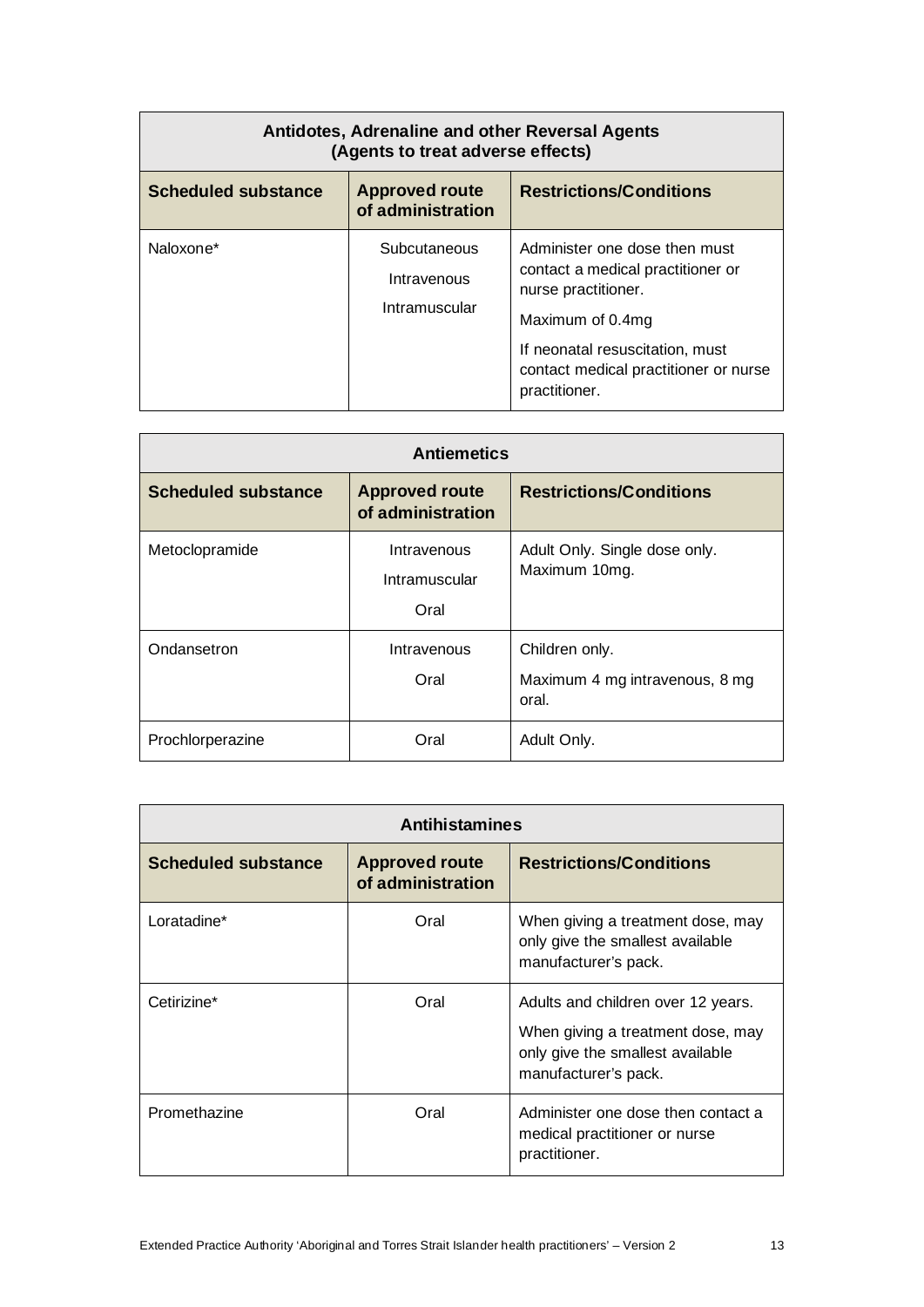| Antidotes, Adrenaline and other Reversal Agents (Agents to treat adverse effects) | | |
|---|---|---|
| **Scheduled substance** | **Approved route of administration** | **Restrictions/Conditions** |
| Naloxone* | Subcutaneous<br>Intravenous<br>Intramuscular | Administer one dose then must contact a medical practitioner or nurse practitioner.<br>Maximum of 0.4mg<br>If neonatal resuscitation, must contact medical practitioner or nurse practitioner. |

| Antiemetics | | |
|---|---|---|
| **Scheduled substance** | **Approved route of administration** | **Restrictions/Conditions** |
| Metoclopramide | Intravenous<br>Intramuscular<br>Oral | Adult Only. Single dose only. Maximum 10mg. |
| Ondansetron | Intravenous<br>Oral | Children only.<br>Maximum 4 mg intravenous, 8 mg oral. |
| Prochlorperazine | Oral | Adult Only. |

| Antihistamines | | |
|---|---|---|
| **Scheduled substance** | **Approved route of administration** | **Restrictions/Conditions** |
| Loratadine* | Oral | When giving a treatment dose, may only give the smallest available manufacturer's pack. |
| Cetirizine* | Oral | Adults and children over 12 years.<br>When giving a treatment dose, may only give the smallest available manufacturer's pack. |
| Promethazine | Oral | Administer one dose then contact a medical practitioner or nurse practitioner. |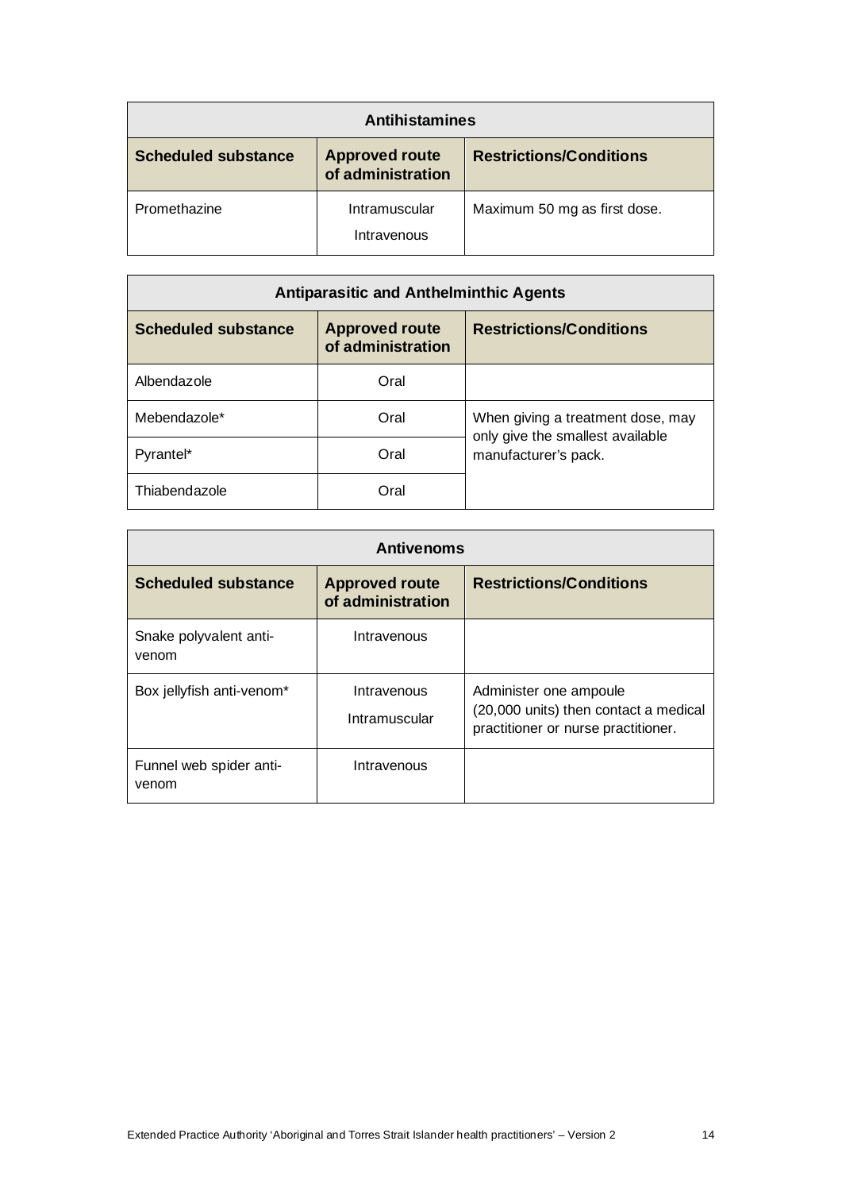| Antihistamines | | |
|---|---|---|
| **Scheduled substance** | **Approved route of administration** | **Restrictions/Conditions** |
| Promethazine | Intramuscular<br>Intravenous | Maximum 50 mg as first dose. |

| Antiparasitic and Anthelminthic Agents | | |
|---|---|---|
| **Scheduled substance** | **Approved route of administration** | **Restrictions/Conditions** |
| Albendazole | Oral | |
| Mebendazole* | Oral | When giving a treatment dose, may only give the smallest available manufacturer's pack. |
| Pyrantel* | Oral | |
| Thiabendazole | Oral | |

| Antivenoms | | |
|---|---|---|
| **Scheduled substance** | **Approved route of administration** | **Restrictions/Conditions** |
| Snake polyvalent anti-venom | Intravenous | |
| Box jellyfish anti-venom* | Intravenous<br>Intramuscular | Administer one ampoule (20,000 units) then contact a medical practitioner or nurse practitioner. |
| Funnel web spider anti-venom | Intravenous | |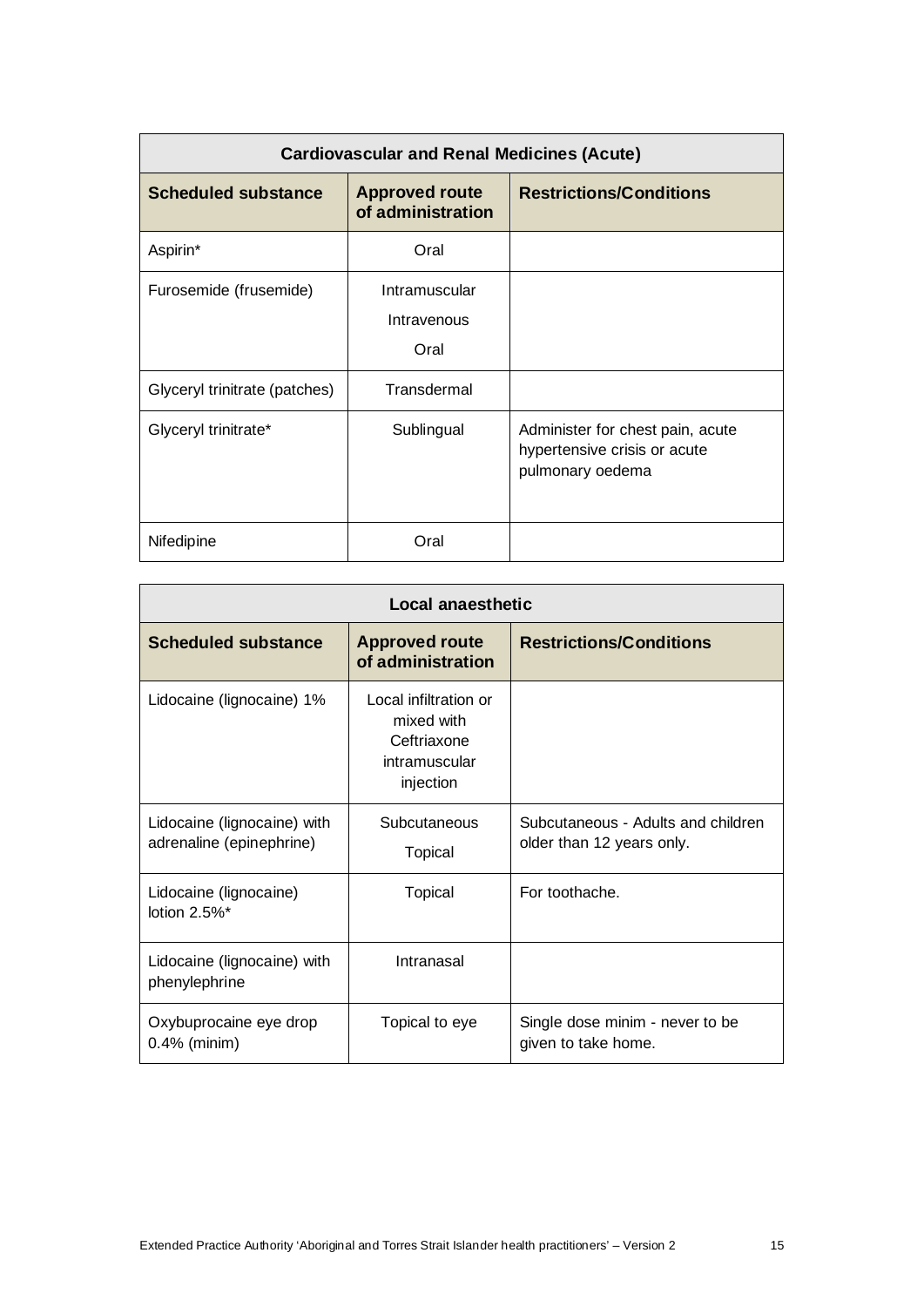| Cardiovascular and Renal Medicines (Acute) | | |
|---|---|---|
| **Scheduled substance** | **Approved route of administration** | **Restrictions/Conditions** |
| Aspirin* | Oral | |
| Furosemide (frusemide) | Intramuscular<br>Intravenous<br>Oral | |
| Glyceryl trinitrate (patches) | Transdermal | |
| Glyceryl trinitrate* | Sublingual | Administer for chest pain, acute hypertensive crisis or acute pulmonary oedema |
| Nifedipine | Oral | |

| Local anaesthetic | | |
|---|---|---|
| **Scheduled substance** | **Approved route of administration** | **Restrictions/Conditions** |
| Lidocaine (lignocaine) 1% | Local infiltration or mixed with Ceftriaxone intramuscular injection | |
| Lidocaine (lignocaine) with adrenaline (epinephrine) | Subcutaneous<br>Topical | Subcutaneous - Adults and children older than 12 years only. |
| Lidocaine (lignocaine) lotion 2.5%* | Topical | For toothache. |
| Lidocaine (lignocaine) with phenylephrine | Intranasal | |
| Oxybuprocaine eye drop 0.4% (minim) | Topical to eye | Single dose minim - never to be given to take home. |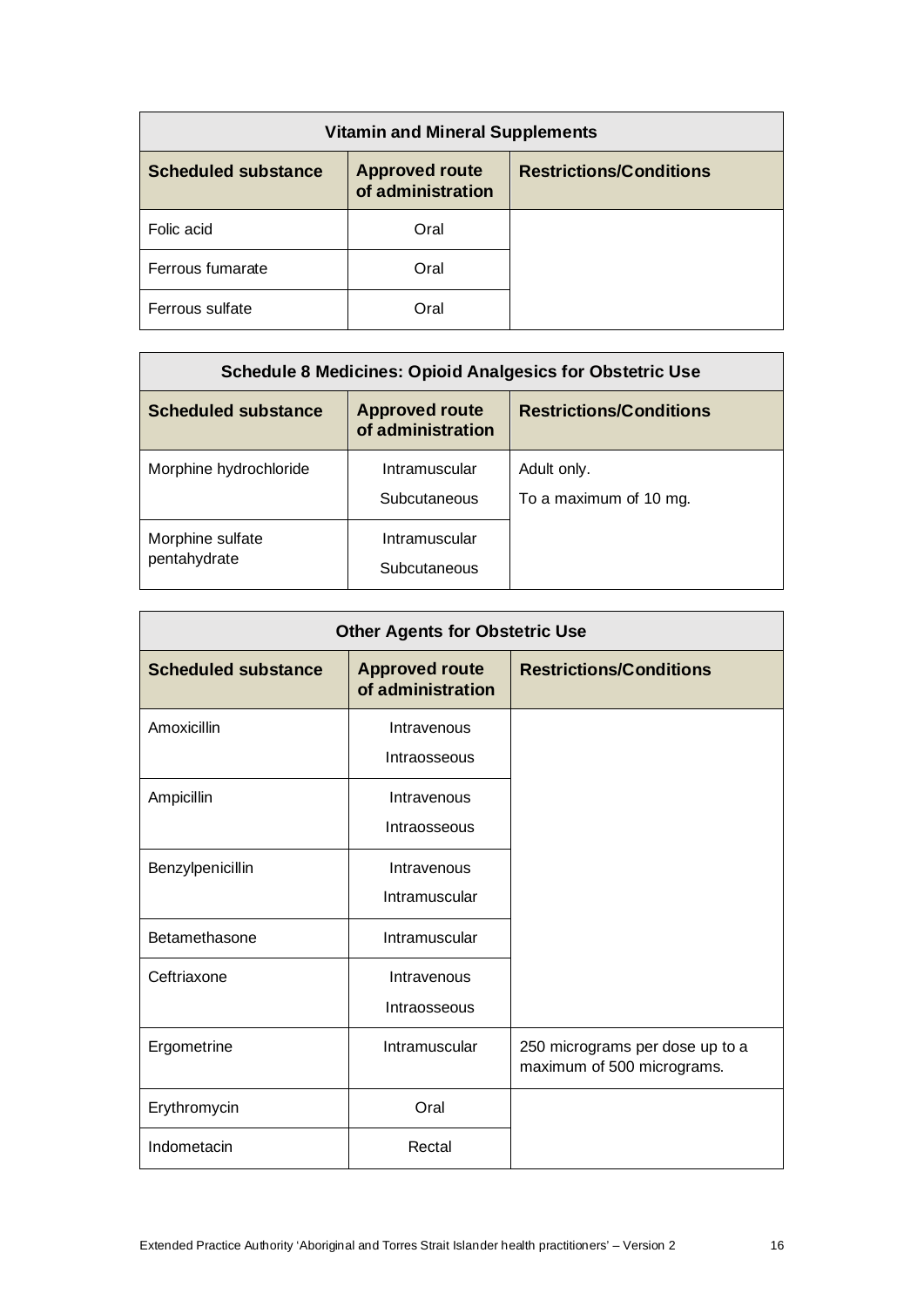| Vitamin and Mineral Supplements | | |
|---|---|---|
| **Scheduled substance** | **Approved route of administration** | **Restrictions/Conditions** |
| Folic acid | Oral | |
| Ferrous fumarate | Oral | |
| Ferrous sulfate | Oral | |

| Schedule 8 Medicines: Opioid Analgesics for Obstetric Use | | |
|---|---|---|
| **Scheduled substance** | **Approved route of administration** | **Restrictions/Conditions** |
| Morphine hydrochloride | Intramuscular<br>Subcutaneous | Adult only.<br>To a maximum of 10 mg. |
| Morphine sulfate pentahydrate | Intramuscular<br>Subcutaneous | |

| Other Agents for Obstetric Use | | |
|---|---|---|
| **Scheduled substance** | **Approved route of administration** | **Restrictions/Conditions** |
| Amoxicillin | Intravenous<br>Intraosseous | |
| Ampicillin | Intravenous<br>Intraosseous | |
| Benzylpenicillin | Intravenous<br>Intramuscular | |
| Betamethasone | Intramuscular | |
| Ceftriaxone | Intravenous<br>Intraosseous | |
| Ergometrine | Intramuscular | 250 micrograms per dose up to a maximum of 500 micrograms. |
| Erythromycin | Oral | |
| Indometacin | Rectal | |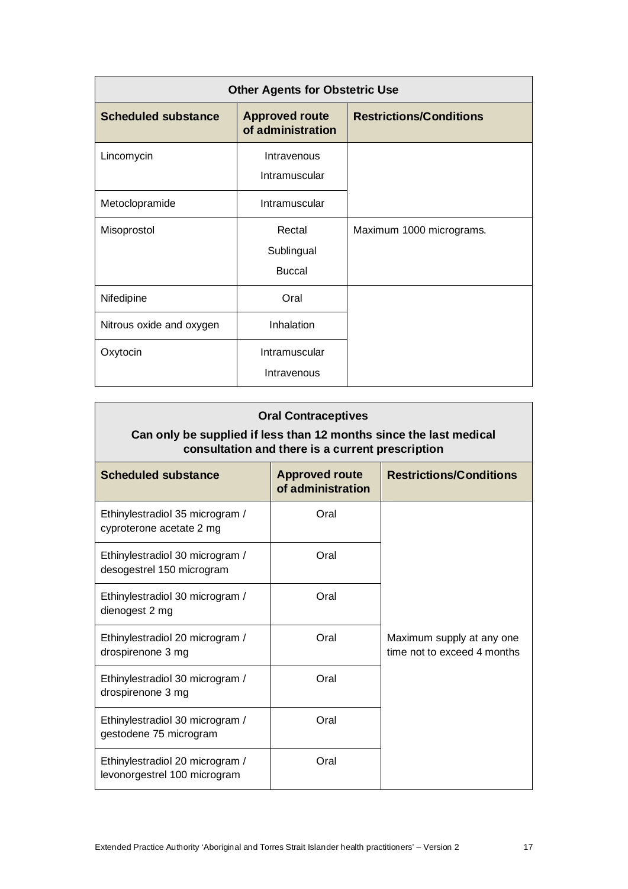| Other Agents for Obstetric Use | | |
|---|---|---|
| **Scheduled substance** | **Approved route of administration** | **Restrictions/Conditions** |
| Lincomycin | Intravenous<br>Intramuscular | |
| Metoclopramide | Intramuscular | |
| Misoprostol | Rectal<br>Sublingual<br>Buccal | Maximum 1000 micrograms. |
| Nifedipine | Oral | |
| Nitrous oxide and oxygen | Inhalation | |
| Oxytocin | Intramuscular<br>Intravenous | |

| Oral Contraceptives<br>Can only be supplied if less than 12 months since the last medical consultation and there is a current prescription | | |
|---|---|---|
| **Scheduled substance** | **Approved route of administration** | **Restrictions/Conditions** |
| Ethinylestradiol 35 microgram / cyproterone acetate 2 mg | Oral | Maximum supply at any one time not to exceed 4 months |
| Ethinylestradiol 30 microgram / desogestrel 150 microgram | Oral | |
| Ethinylestradiol 30 microgram / dienogest 2 mg | Oral | |
| Ethinylestradiol 20 microgram / drospirenone 3 mg | Oral | |
| Ethinylestradiol 30 microgram / drospirenone 3 mg | Oral | |
| Ethinylestradiol 30 microgram / gestodene 75 microgram | Oral | |
| Ethinylestradiol 20 microgram / levonorgestrel 100 microgram | Oral | |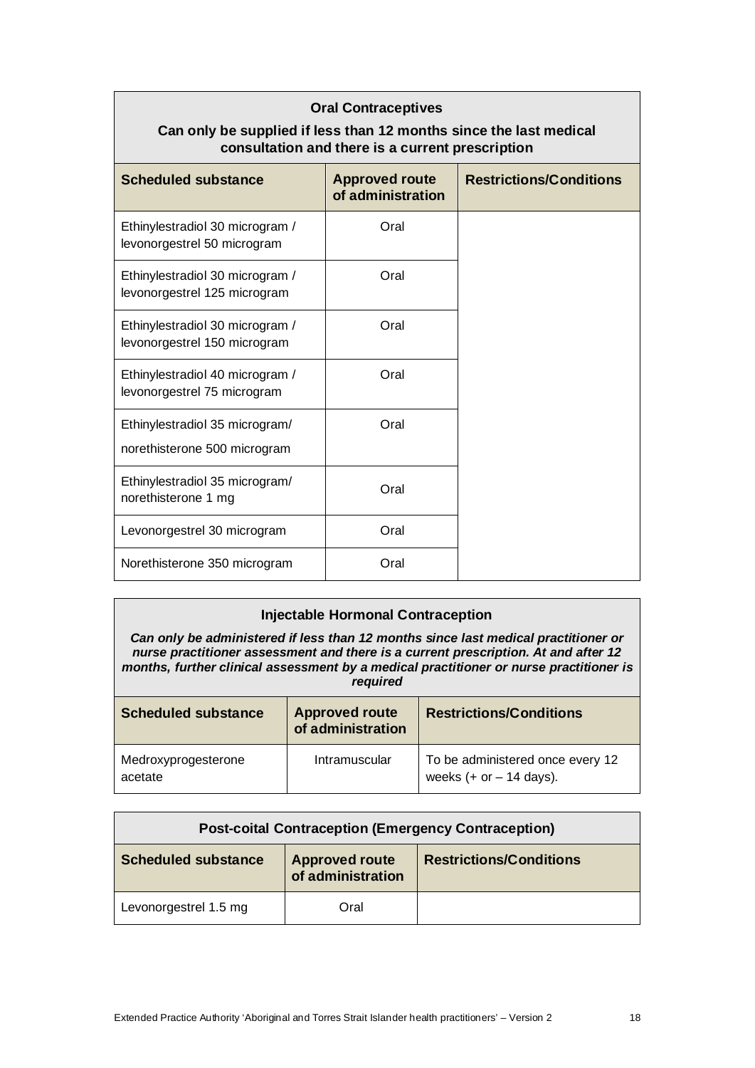| **Oral Contraceptives**<br>**Can only be supplied if less than 12 months since the last medical consultation and there is a current prescription** | | |
|---|---|---|
| **Scheduled substance** | **Approved route of administration** | **Restrictions/Conditions** |
| Ethinylestradiol 30 microgram / levonorgestrel 50 microgram | Oral | |
| Ethinylestradiol 30 microgram / levonorgestrel 125 microgram | Oral | |
| Ethinylestradiol 30 microgram / levonorgestrel 150 microgram | Oral | |
| Ethinylestradiol 40 microgram / levonorgestrel 75 microgram | Oral | |
| Ethinylestradiol 35 microgram/ norethisterone 500 microgram | Oral | |
| Ethinylestradiol 35 microgram/ norethisterone 1 mg | Oral | |
| Levonorgestrel 30 microgram | Oral | |
| Norethisterone 350 microgram | Oral | |

| **Injectable Hormonal Contraception**<br>***Can only be administered if less than 12 months since last medical practitioner or nurse practitioner assessment and there is a current prescription. At and after 12 months, further clinical assessment by a medical practitioner or nurse practitioner is required*** | | |
|---|---|---|
| **Scheduled substance** | **Approved route of administration** | **Restrictions/Conditions** |
| Medroxyprogesterone acetate | Intramuscular | To be administered once every 12 weeks (+ or – 14 days). |

| **Post-coital Contraception (Emergency Contraception)** | | |
|---|---|---|
| **Scheduled substance** | **Approved route of administration** | **Restrictions/Conditions** |
| Levonorgestrel 1.5 mg | Oral | |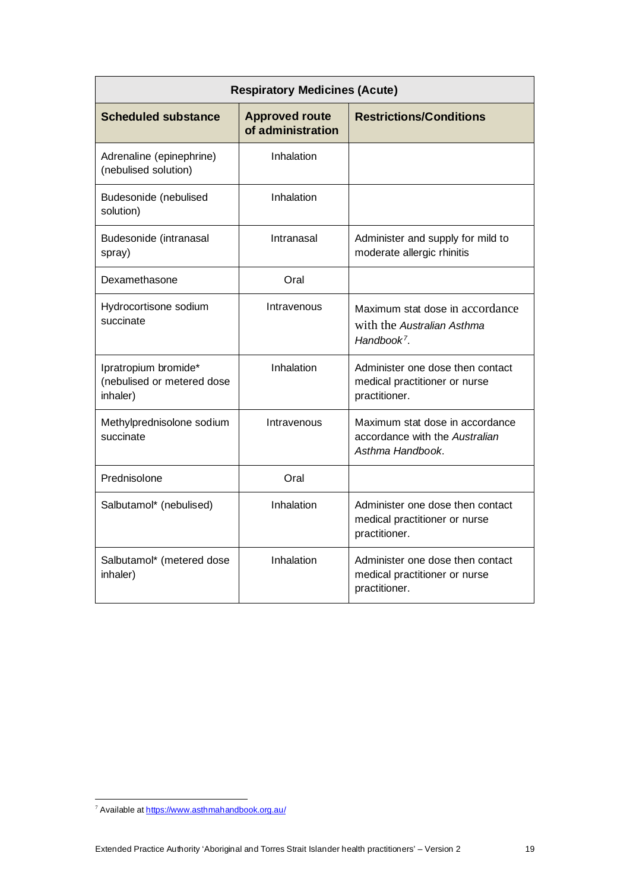| Respiratory Medicines (Acute) | | |
|---|---|---|
| **Scheduled substance** | **Approved route of administration** | **Restrictions/Conditions** |
| Adrenaline (epinephrine) (nebulised solution) | Inhalation | |
| Budesonide (nebulised solution) | Inhalation | |
| Budesonide (intranasal spray) | Intranasal | Administer and supply for mild to moderate allergic rhinitis |
| Dexamethasone | Oral | |
| Hydrocortisone sodium succinate | Intravenous | Maximum stat dose in accordance with the *Australian Asthma Handbook*[7]. |
| Ipratropium bromide* (nebulised or metered dose inhaler) | Inhalation | Administer one dose then contact medical practitioner or nurse practitioner. |
| Methylprednisolone sodium succinate | Intravenous | Maximum stat dose in accordance with the *Australian Asthma Handbook*. |
| Prednisolone | Oral | |
| Salbutamol* (nebulised) | Inhalation | Administer one dose then contact medical practitioner or nurse practitioner. |
| Salbutamol* (metered dose inhaler) | Inhalation | Administer one dose then contact medical practitioner or nurse practitioner. |

[7] Available at https://www.asthmahandbook.org.au/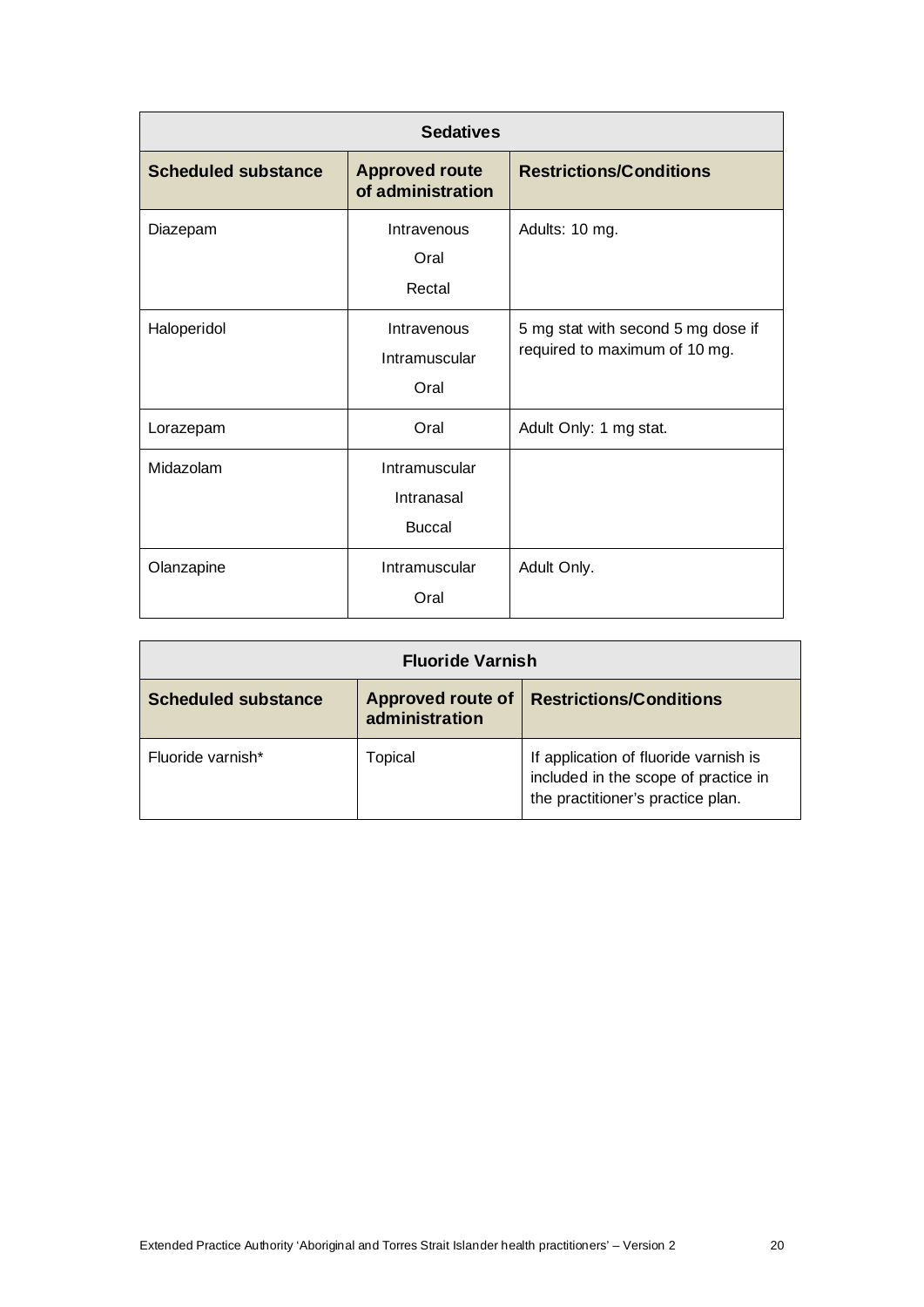| **Sedatives** | | |
|---|---|---|
| **Scheduled substance** | **Approved route of administration** | **Restrictions/Conditions** |
| Diazepam | Intravenous<br>Oral<br>Rectal | Adults: 10 mg. |
| Haloperidol | Intravenous<br>Intramuscular<br>Oral | 5 mg stat with second 5 mg dose if required to maximum of 10 mg. |
| Lorazepam | Oral | Adult Only: 1 mg stat. |
| Midazolam | Intramuscular<br>Intranasal<br>Buccal | |
| Olanzapine | Intramuscular<br>Oral | Adult Only. |

| **Fluoride Varnish** | | |
|---|---|---|
| **Scheduled substance** | **Approved route of administration** | **Restrictions/Conditions** |
| Fluoride varnish* | Topical | If application of fluoride varnish is included in the scope of practice in the practitioner's practice plan. |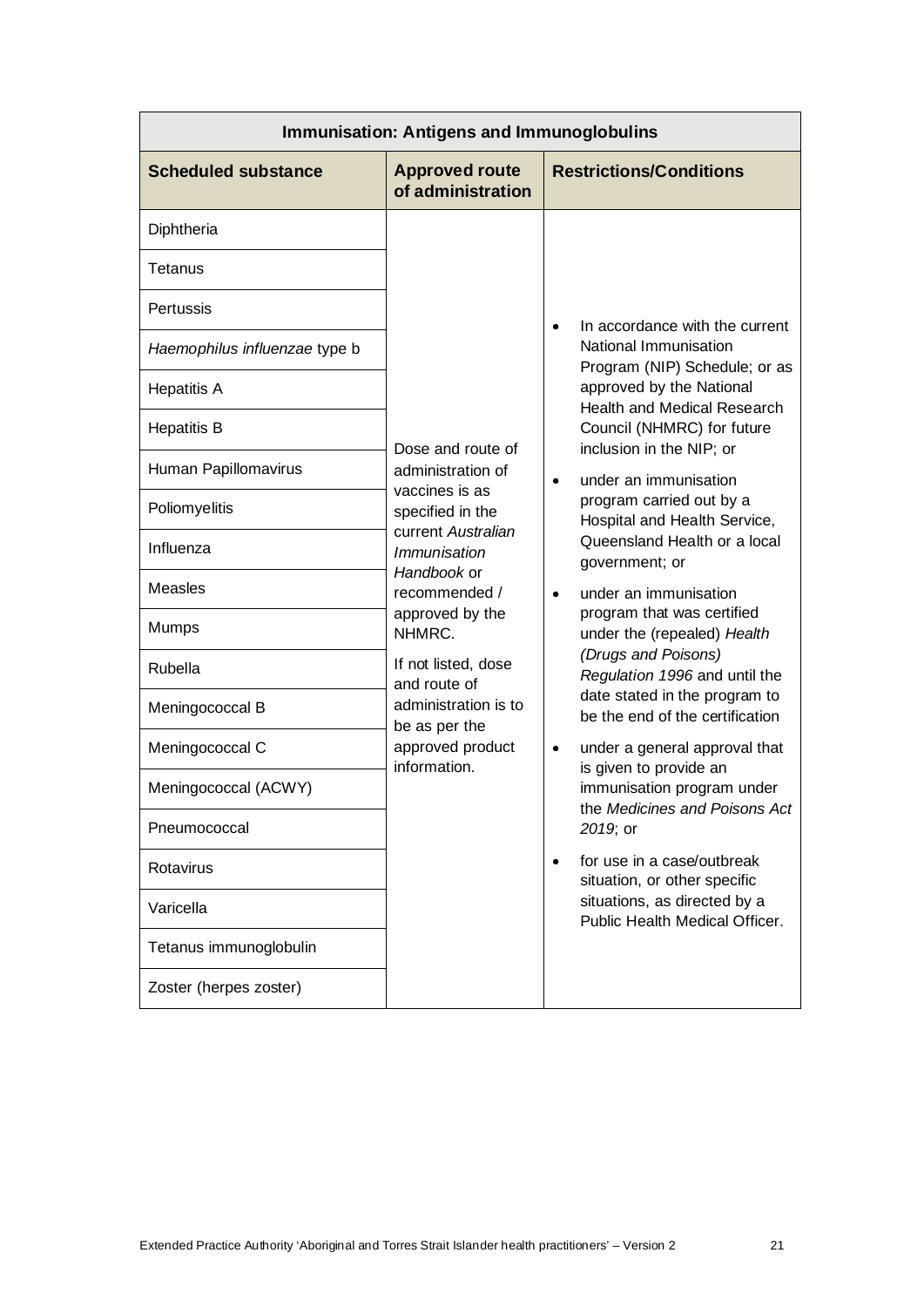| Immunisation: Antigens and Immunoglobulins | | |
|---|---|---|
| **Scheduled substance** | **Approved route of administration** | **Restrictions/Conditions** |
| Diphtheria | Dose and route of administration of vaccines is as specified in the current *Australian Immunisation Handbook* or recommended / approved by the NHMRC. If not listed, dose and route of administration is to be as per the approved product information. | • In accordance with the current National Immunisation Program (NIP) Schedule; or as approved by the National Health and Medical Research Council (NHMRC) for future inclusion in the NIP; or • under an immunisation program carried out by a Hospital and Health Service, Queensland Health or a local government; or • under an immunisation program that was certified under the (repealed) *Health (Drugs and Poisons) Regulation 1996* and until the date stated in the program to be the end of the certification • under a general approval that is given to provide an immunisation program under the *Medicines and Poisons Act 2019*; or • for use in a case/outbreak situation, or other specific situations, as directed by a Public Health Medical Officer. |
| Tetanus | | |
| Pertussis | | |
| *Haemophilus influenzae* type b | | |
| Hepatitis A | | |
| Hepatitis B | | |
| Human Papillomavirus | | |
| Poliomyelitis | | |
| Influenza | | |
| Measles | | |
| Mumps | | |
| Rubella | | |
| Meningococcal B | | |
| Meningococcal C | | |
| Meningococcal (ACWY) | | |
| Pneumococcal | | |
| Rotavirus | | |
| Varicella | | |
| Tetanus immunoglobulin | | |
| Zoster (herpes zoster) | | |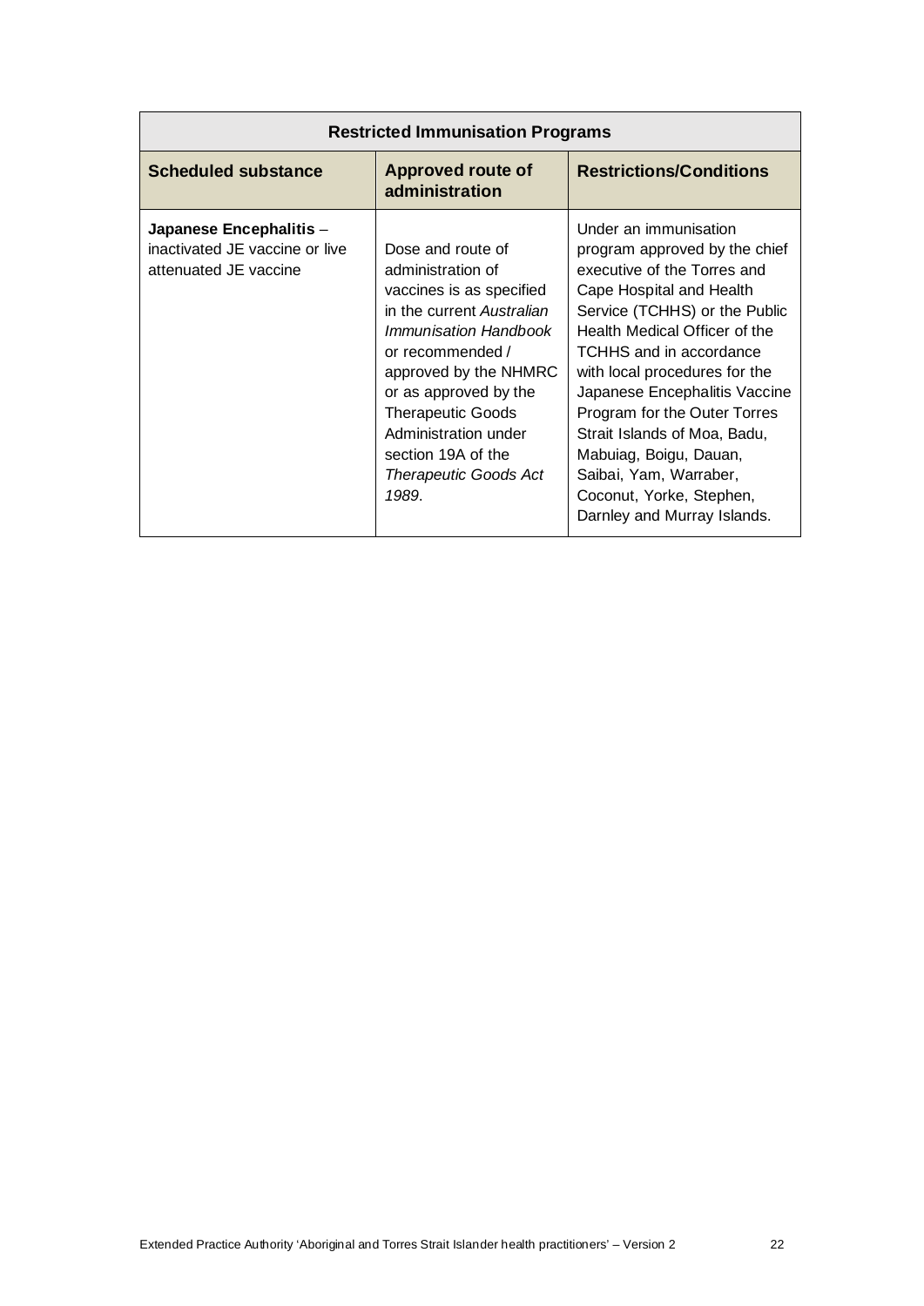| Restricted Immunisation Programs | | |
|---|---|---|
| **Scheduled substance** | **Approved route of administration** | **Restrictions/Conditions** |
| **Japanese Encephalitis** – inactivated JE vaccine or live attenuated JE vaccine | Dose and route of administration of vaccines is as specified in the current *Australian Immunisation Handbook* or recommended / approved by the NHMRC or as approved by the Therapeutic Goods Administration under section 19A of the *Therapeutic Goods Act 1989*. | Under an immunisation program approved by the chief executive of the Torres and Cape Hospital and Health Service (TCHHS) or the Public Health Medical Officer of the TCHHS and in accordance with local procedures for the Japanese Encephalitis Vaccine Program for the Outer Torres Strait Islands of Moa, Badu, Mabuiag, Boigu, Dauan, Saibai, Yam, Warraber, Coconut, Yorke, Stephen, Darnley and Murray Islands. |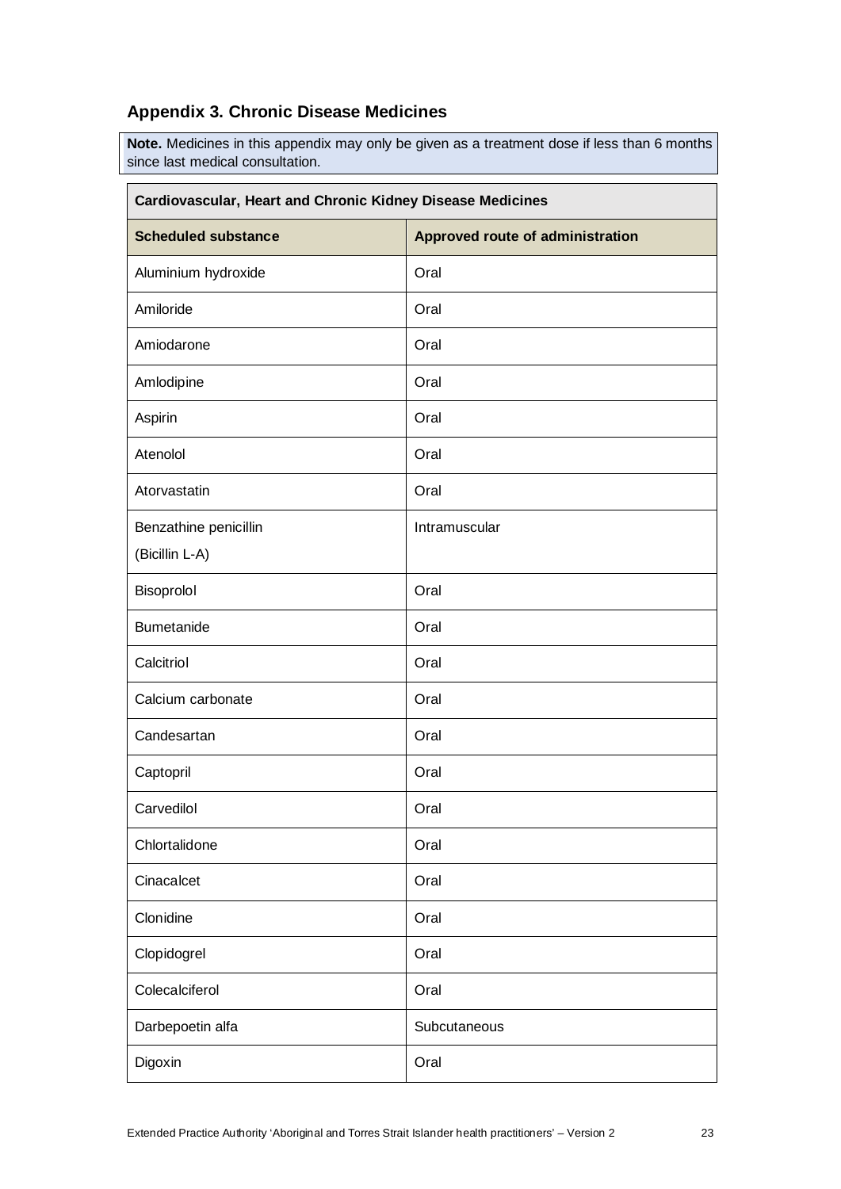## Appendix 3. Chronic Disease Medicines

**Note.** Medicines in this appendix may only be given as a treatment dose if less than 6 months since last medical consultation.

| **Cardiovascular, Heart and Chronic Kidney Disease Medicines** | |
|---|---|
| **Scheduled substance** | **Approved route of administration** |
| Aluminium hydroxide | Oral |
| Amiloride | Oral |
| Amiodarone | Oral |
| Amlodipine | Oral |
| Aspirin | Oral |
| Atenolol | Oral |
| Atorvastatin | Oral |
| Benzathine penicillin (Bicillin L-A) | Intramuscular |
| Bisoprolol | Oral |
| Bumetanide | Oral |
| Calcitriol | Oral |
| Calcium carbonate | Oral |
| Candesartan | Oral |
| Captopril | Oral |
| Carvedilol | Oral |
| Chlortalidone | Oral |
| Cinacalcet | Oral |
| Clonidine | Oral |
| Clopidogrel | Oral |
| Colecalciferol | Oral |
| Darbepoetin alfa | Subcutaneous |
| Digoxin | Oral |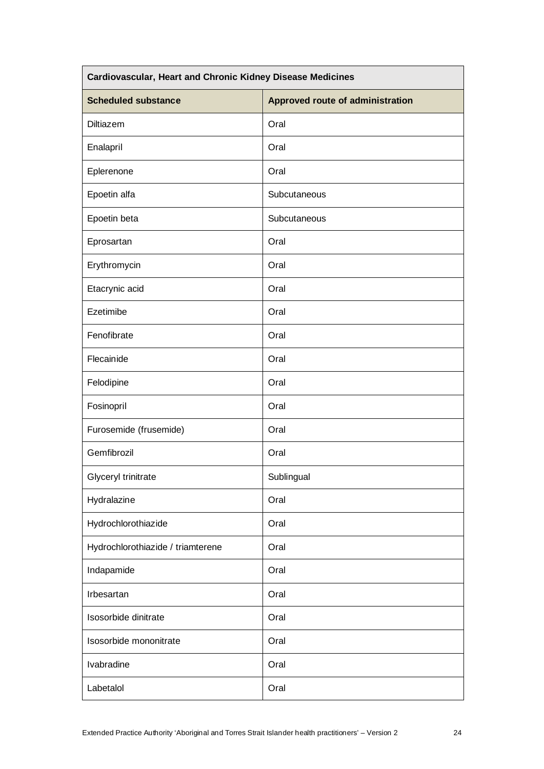| Cardiovascular, Heart and Chronic Kidney Disease Medicines | |
|---|---|
| **Scheduled substance** | **Approved route of administration** |
| Diltiazem | Oral |
| Enalapril | Oral |
| Eplerenone | Oral |
| Epoetin alfa | Subcutaneous |
| Epoetin beta | Subcutaneous |
| Eprosartan | Oral |
| Erythromycin | Oral |
| Etacrynic acid | Oral |
| Ezetimibe | Oral |
| Fenofibrate | Oral |
| Flecainide | Oral |
| Felodipine | Oral |
| Fosinopril | Oral |
| Furosemide (frusemide) | Oral |
| Gemfibrozil | Oral |
| Glyceryl trinitrate | Sublingual |
| Hydralazine | Oral |
| Hydrochlorothiazide | Oral |
| Hydrochlorothiazide / triamterene | Oral |
| Indapamide | Oral |
| Irbesartan | Oral |
| Isosorbide dinitrate | Oral |
| Isosorbide mononitrate | Oral |
| Ivabradine | Oral |
| Labetalol | Oral |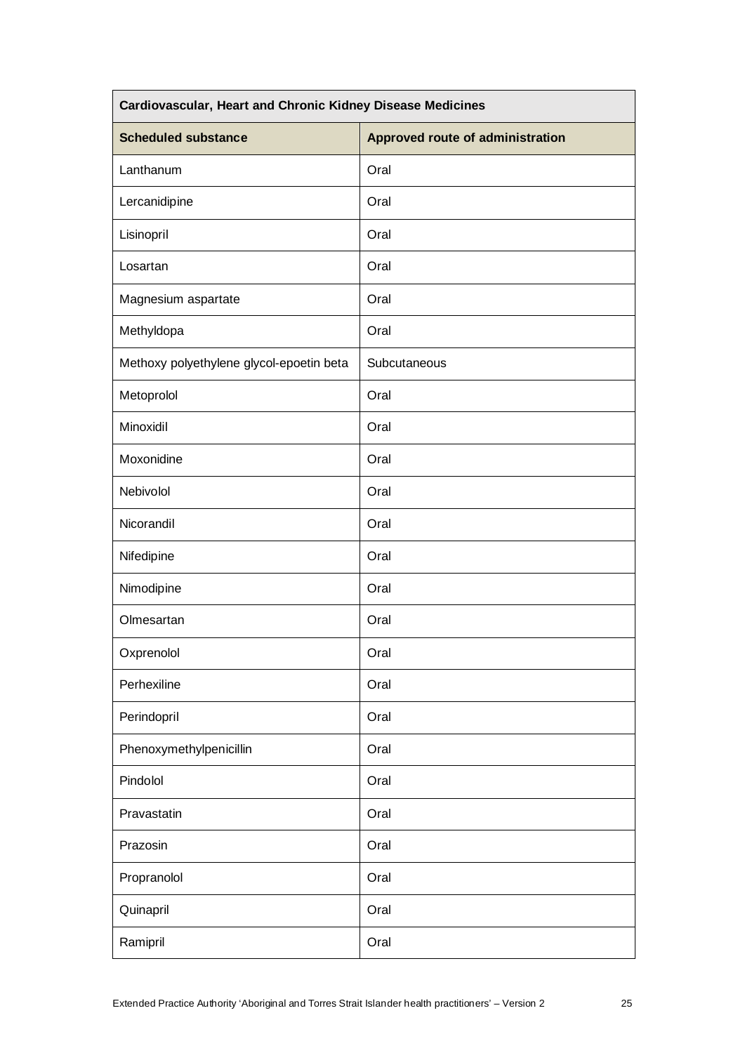| Cardiovascular, Heart and Chronic Kidney Disease Medicines | |
|---|---|
| **Scheduled substance** | **Approved route of administration** |
| Lanthanum | Oral |
| Lercanidipine | Oral |
| Lisinopril | Oral |
| Losartan | Oral |
| Magnesium aspartate | Oral |
| Methyldopa | Oral |
| Methoxy polyethylene glycol-epoetin beta | Subcutaneous |
| Metoprolol | Oral |
| Minoxidil | Oral |
| Moxonidine | Oral |
| Nebivolol | Oral |
| Nicorandil | Oral |
| Nifedipine | Oral |
| Nimodipine | Oral |
| Olmesartan | Oral |
| Oxprenolol | Oral |
| Perhexiline | Oral |
| Perindopril | Oral |
| Phenoxymethylpenicillin | Oral |
| Pindolol | Oral |
| Pravastatin | Oral |
| Prazosin | Oral |
| Propranolol | Oral |
| Quinapril | Oral |
| Ramipril | Oral |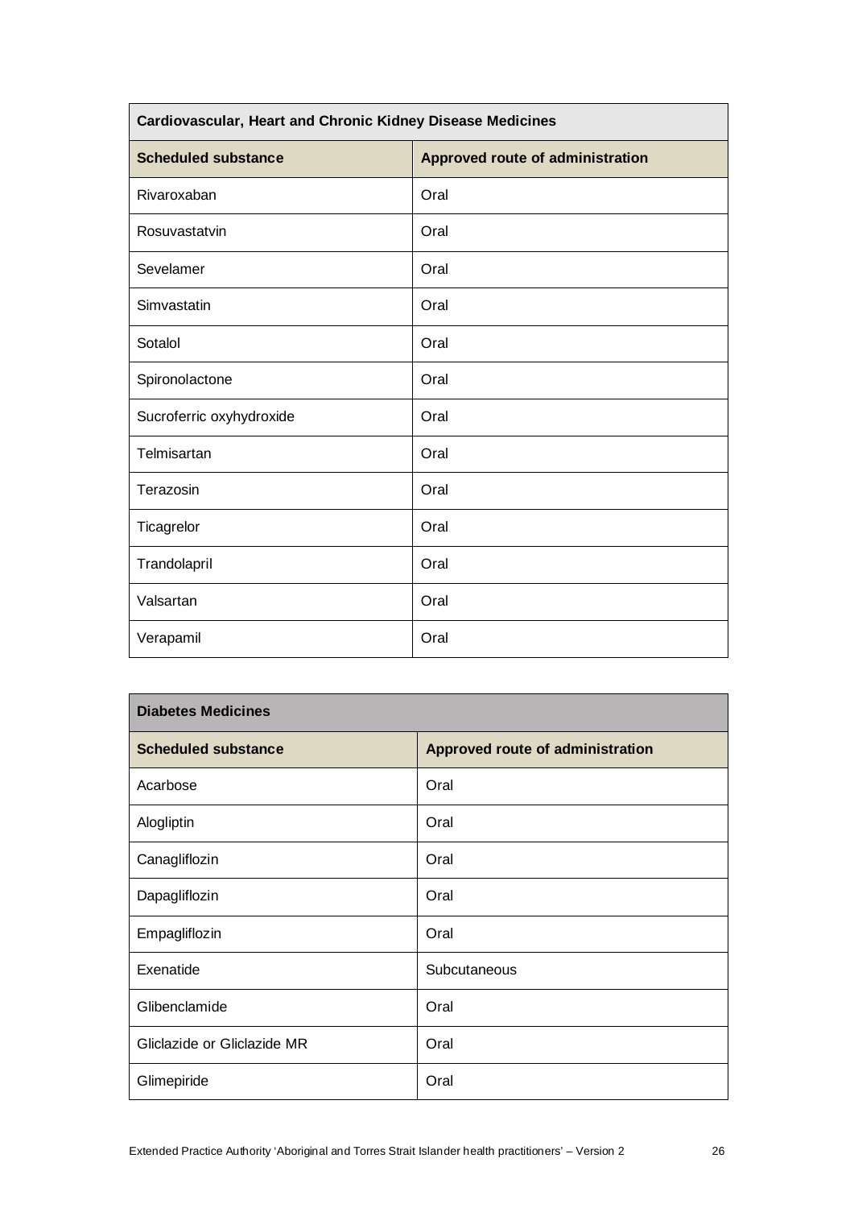| Cardiovascular, Heart and Chronic Kidney Disease Medicines | |
|---|---|
| **Scheduled substance** | **Approved route of administration** |
| Rivaroxaban | Oral |
| Rosuvastatvin | Oral |
| Sevelamer | Oral |
| Simvastatin | Oral |
| Sotalol | Oral |
| Spironolactone | Oral |
| Sucroferric oxyhydroxide | Oral |
| Telmisartan | Oral |
| Terazosin | Oral |
| Ticagrelor | Oral |
| Trandolapril | Oral |
| Valsartan | Oral |
| Verapamil | Oral |

| Diabetes Medicines | |
|---|---|
| **Scheduled substance** | **Approved route of administration** |
| Acarbose | Oral |
| Alogliptin | Oral |
| Canagliflozin | Oral |
| Dapagliflozin | Oral |
| Empagliflozin | Oral |
| Exenatide | Subcutaneous |
| Glibenclamide | Oral |
| Gliclazide or Gliclazide MR | Oral |
| Glimepiride | Oral |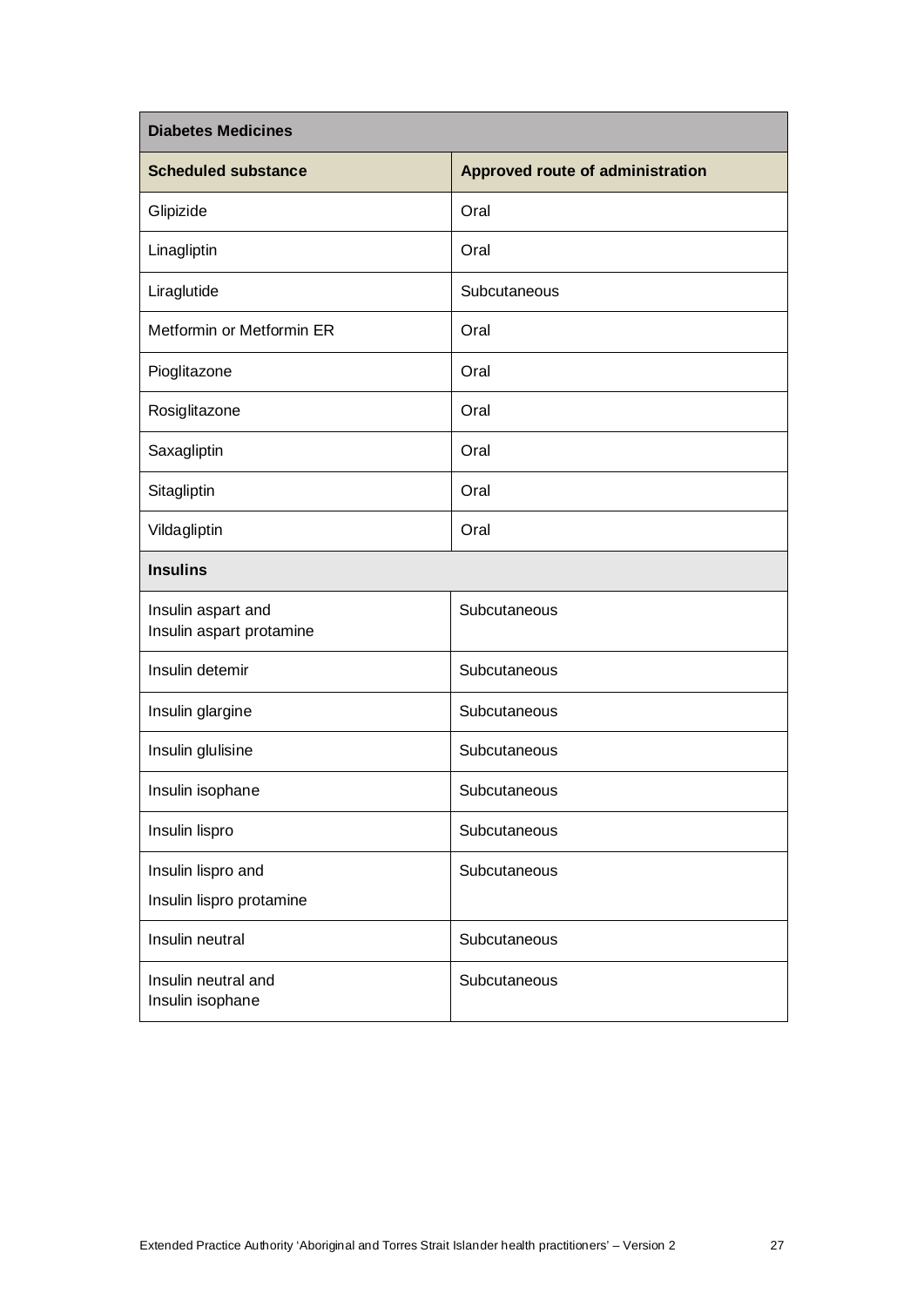| **Diabetes Medicines** | |
|---|---|
| **Scheduled substance** | **Approved route of administration** |
| Glipizide | Oral |
| Linagliptin | Oral |
| Liraglutide | Subcutaneous |
| Metformin or Metformin ER | Oral |
| Pioglitazone | Oral |
| Rosiglitazone | Oral |
| Saxagliptin | Oral |
| Sitagliptin | Oral |
| Vildagliptin | Oral |
| **Insulins** | |
| Insulin aspart and Insulin aspart protamine | Subcutaneous |
| Insulin detemir | Subcutaneous |
| Insulin glargine | Subcutaneous |
| Insulin glulisine | Subcutaneous |
| Insulin isophane | Subcutaneous |
| Insulin lispro | Subcutaneous |
| Insulin lispro and Insulin lispro protamine | Subcutaneous |
| Insulin neutral | Subcutaneous |
| Insulin neutral and Insulin isophane | Subcutaneous |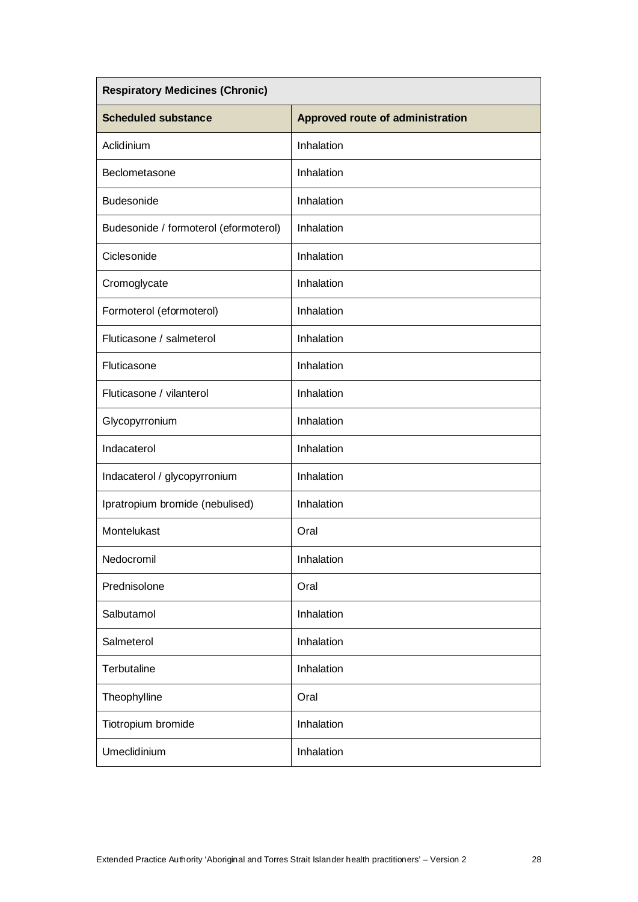| Respiratory Medicines (Chronic) | |
|---|---|
| **Scheduled substance** | **Approved route of administration** |
| Aclidinium | Inhalation |
| Beclometasone | Inhalation |
| Budesonide | Inhalation |
| Budesonide / formoterol (eformoterol) | Inhalation |
| Ciclesonide | Inhalation |
| Cromoglycate | Inhalation |
| Formoterol (eformoterol) | Inhalation |
| Fluticasone / salmeterol | Inhalation |
| Fluticasone | Inhalation |
| Fluticasone / vilanterol | Inhalation |
| Glycopyrronium | Inhalation |
| Indacaterol | Inhalation |
| Indacaterol / glycopyrronium | Inhalation |
| Ipratropium bromide (nebulised) | Inhalation |
| Montelukast | Oral |
| Nedocromil | Inhalation |
| Prednisolone | Oral |
| Salbutamol | Inhalation |
| Salmeterol | Inhalation |
| Terbutaline | Inhalation |
| Theophylline | Oral |
| Tiotropium bromide | Inhalation |
| Umeclidinium | Inhalation |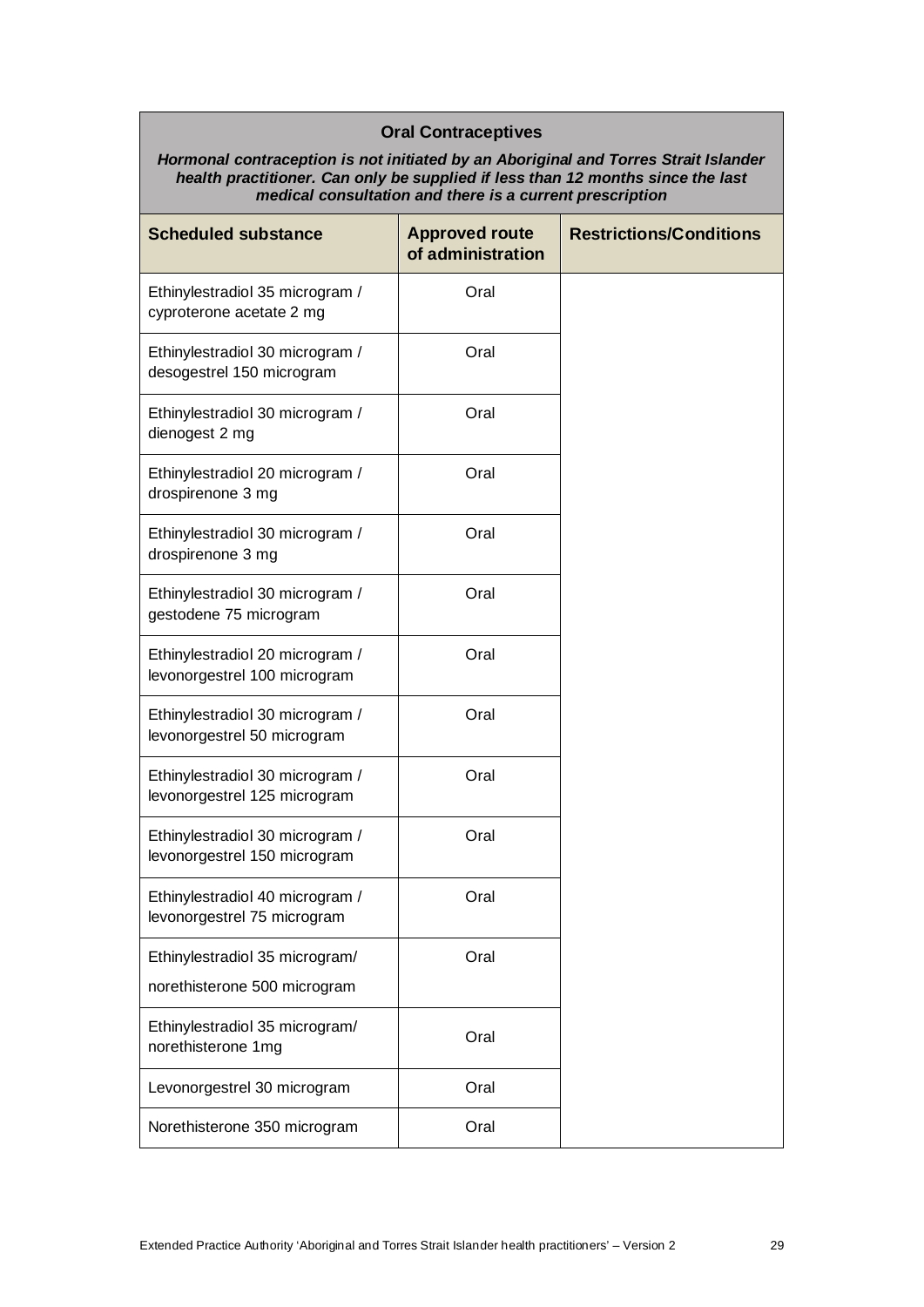## Oral Contraceptives

***Hormonal contraception is not initiated by an Aboriginal and Torres Strait Islander health practitioner. Can only be supplied if less than 12 months since the last medical consultation and there is a current prescription***

| Scheduled substance | Approved route of administration | Restrictions/Conditions |
|---|---|---|
| Ethinylestradiol 35 microgram / cyproterone acetate 2 mg | Oral | |
| Ethinylestradiol 30 microgram / desogestrel 150 microgram | Oral | |
| Ethinylestradiol 30 microgram / dienogest 2 mg | Oral | |
| Ethinylestradiol 20 microgram / drospirenone 3 mg | Oral | |
| Ethinylestradiol 30 microgram / drospirenone 3 mg | Oral | |
| Ethinylestradiol 30 microgram / gestodene 75 microgram | Oral | |
| Ethinylestradiol 20 microgram / levonorgestrel 100 microgram | Oral | |
| Ethinylestradiol 30 microgram / levonorgestrel 50 microgram | Oral | |
| Ethinylestradiol 30 microgram / levonorgestrel 125 microgram | Oral | |
| Ethinylestradiol 30 microgram / levonorgestrel 150 microgram | Oral | |
| Ethinylestradiol 40 microgram / levonorgestrel 75 microgram | Oral | |
| Ethinylestradiol 35 microgram/ norethisterone 500 microgram | Oral | |
| Ethinylestradiol 35 microgram/ norethisterone 1mg | Oral | |
| Levonorgestrel 30 microgram | Oral | |
| Norethisterone 350 microgram | Oral | |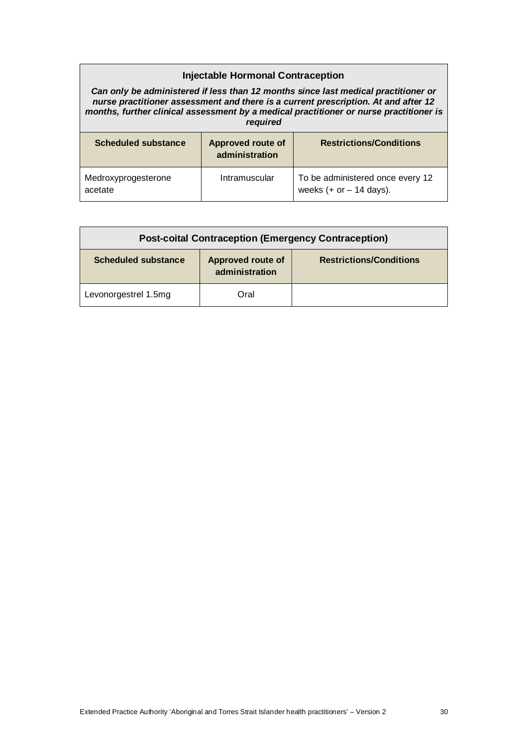| **Injectable Hormonal Contraception** | | |
|---|---|---|
| ***Can only be administered if less than 12 months since last medical practitioner or nurse practitioner assessment and there is a current prescription. At and after 12 months, further clinical assessment by a medical practitioner or nurse practitioner is required*** | | |
| **Scheduled substance** | **Approved route of administration** | **Restrictions/Conditions** |
| Medroxyprogesterone acetate | Intramuscular | To be administered once every 12 weeks (+ or – 14 days). |

| **Post-coital Contraception (Emergency Contraception)** | | |
|---|---|---|
| **Scheduled substance** | **Approved route of administration** | **Restrictions/Conditions** |
| Levonorgestrel 1.5mg | Oral | |